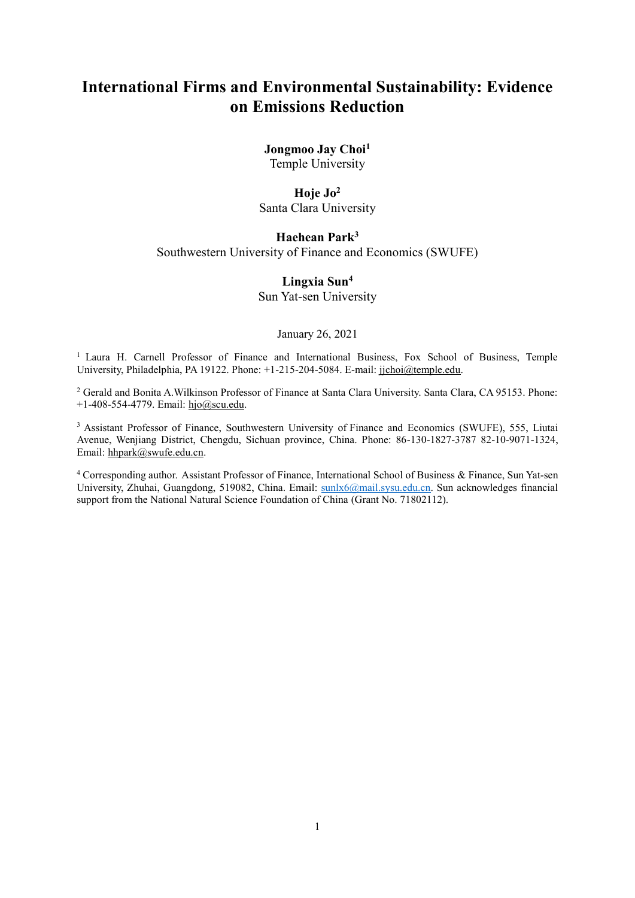# International Firms and Environmental Sustainability: Evidence on Emissions Reduction

**Jongmoo Jay Choi**[1]
Temple University

**Hoje Jo**[2]
Santa Clara University

**Haehean Park**[3]
Southwestern University of Finance and Economics (SWUFE)

**Lingxia Sun**[4]
Sun Yat-sen University

January 26, 2021

[1] Laura H. Carnell Professor of Finance and International Business, Fox School of Business, Temple University, Philadelphia, PA 19122. Phone: +1-215-204-5084. E-mail: jjchoi@temple.edu.

[2] Gerald and Bonita A.Wilkinson Professor of Finance at Santa Clara University. Santa Clara, CA 95153. Phone: +1-408-554-4779. Email: hjo@scu.edu.

[3] Assistant Professor of Finance, Southwestern University of Finance and Economics (SWUFE), 555, Liutai Avenue, Wenjiang District, Chengdu, Sichuan province, China. Phone: 86-130-1827-3787 82-10-9071-1324, Email: hhpark@swufe.edu.cn.

[4] Corresponding author. Assistant Professor of Finance, International School of Business & Finance, Sun Yat-sen University, Zhuhai, Guangdong, 519082, China. Email: sunlx6@mail.sysu.edu.cn. Sun acknowledges financial support from the National Natural Science Foundation of China (Grant No. 71802112).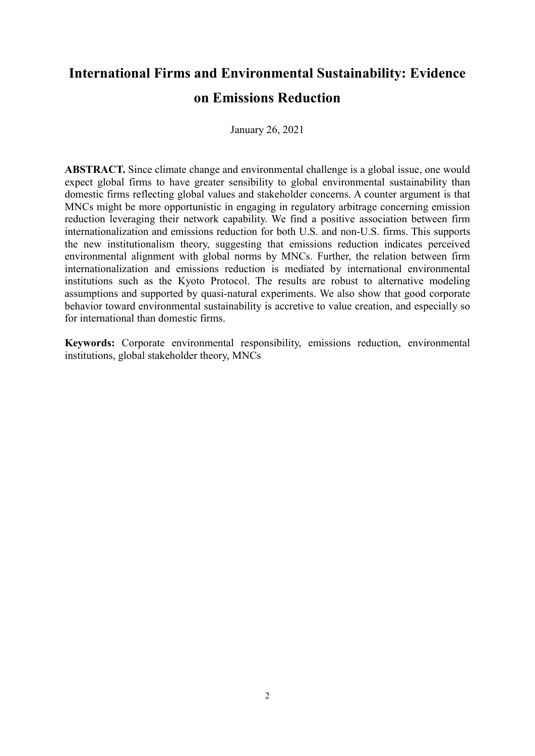# International Firms and Environmental Sustainability: Evidence on Emissions Reduction

January 26, 2021

**ABSTRACT.** Since climate change and environmental challenge is a global issue, one would expect global firms to have greater sensibility to global environmental sustainability than domestic firms reflecting global values and stakeholder concerns. A counter argument is that MNCs might be more opportunistic in engaging in regulatory arbitrage concerning emission reduction leveraging their network capability. We find a positive association between firm internationalization and emissions reduction for both U.S. and non-U.S. firms. This supports the new institutionalism theory, suggesting that emissions reduction indicates perceived environmental alignment with global norms by MNCs. Further, the relation between firm internationalization and emissions reduction is mediated by international environmental institutions such as the Kyoto Protocol. The results are robust to alternative modeling assumptions and supported by quasi-natural experiments. We also show that good corporate behavior toward environmental sustainability is accretive to value creation, and especially so for international than domestic firms.

**Keywords:** Corporate environmental responsibility, emissions reduction, environmental institutions, global stakeholder theory, MNCs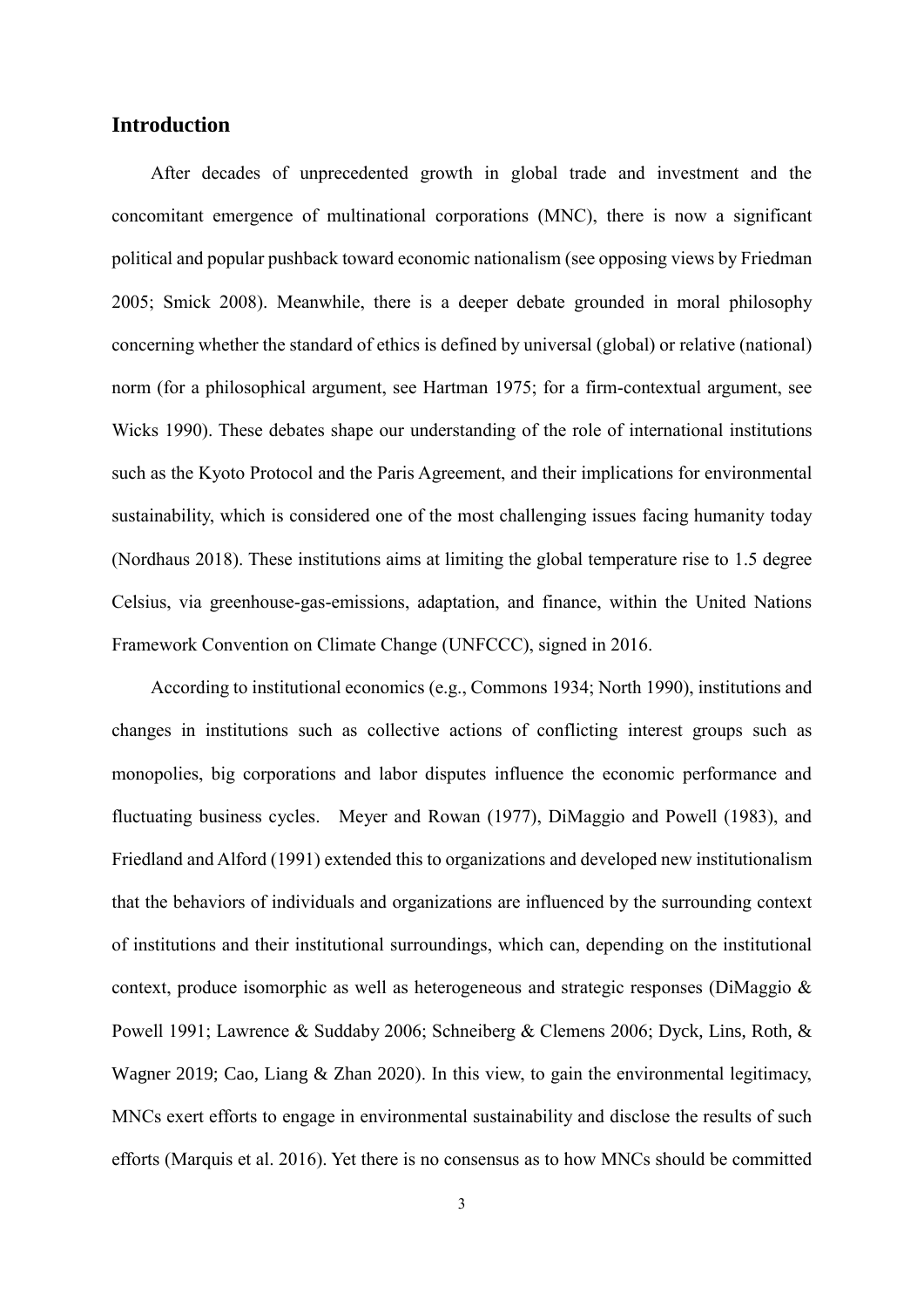## Introduction

After decades of unprecedented growth in global trade and investment and the concomitant emergence of multinational corporations (MNC), there is now a significant political and popular pushback toward economic nationalism (see opposing views by Friedman 2005; Smick 2008). Meanwhile, there is a deeper debate grounded in moral philosophy concerning whether the standard of ethics is defined by universal (global) or relative (national) norm (for a philosophical argument, see Hartman 1975; for a firm-contextual argument, see Wicks 1990). These debates shape our understanding of the role of international institutions such as the Kyoto Protocol and the Paris Agreement, and their implications for environmental sustainability, which is considered one of the most challenging issues facing humanity today (Nordhaus 2018). These institutions aims at limiting the global temperature rise to 1.5 degree Celsius, via greenhouse-gas-emissions, adaptation, and finance, within the United Nations Framework Convention on Climate Change (UNFCCC), signed in 2016.

According to institutional economics (e.g., Commons 1934; North 1990), institutions and changes in institutions such as collective actions of conflicting interest groups such as monopolies, big corporations and labor disputes influence the economic performance and fluctuating business cycles. Meyer and Rowan (1977), DiMaggio and Powell (1983), and Friedland and Alford (1991) extended this to organizations and developed new institutionalism that the behaviors of individuals and organizations are influenced by the surrounding context of institutions and their institutional surroundings, which can, depending on the institutional context, produce isomorphic as well as heterogeneous and strategic responses (DiMaggio & Powell 1991; Lawrence & Suddaby 2006; Schneiberg & Clemens 2006; Dyck, Lins, Roth, & Wagner 2019; Cao, Liang & Zhan 2020). In this view, to gain the environmental legitimacy, MNCs exert efforts to engage in environmental sustainability and disclose the results of such efforts (Marquis et al. 2016). Yet there is no consensus as to how MNCs should be committed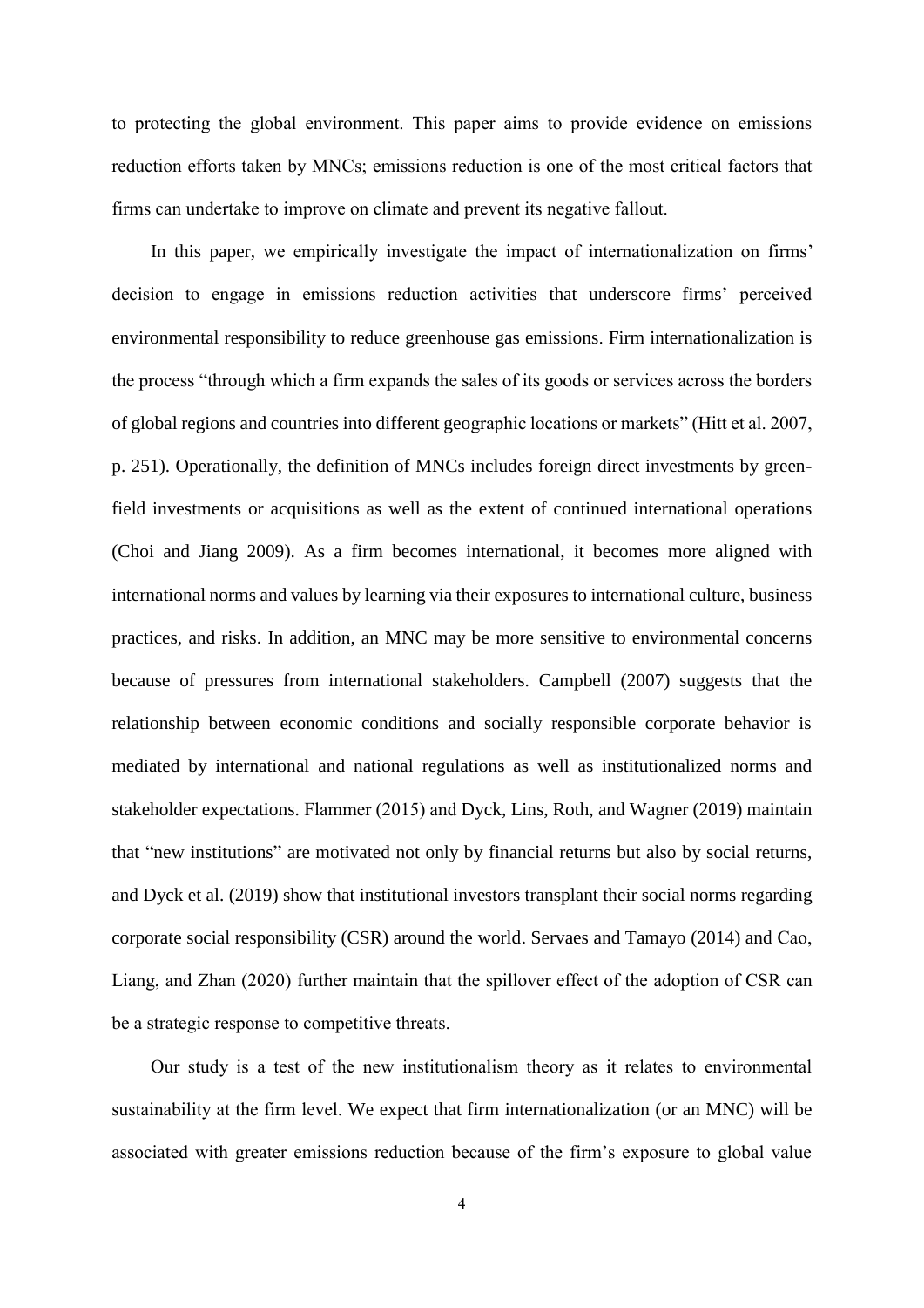to protecting the global environment. This paper aims to provide evidence on emissions reduction efforts taken by MNCs; emissions reduction is one of the most critical factors that firms can undertake to improve on climate and prevent its negative fallout.

In this paper, we empirically investigate the impact of internationalization on firms' decision to engage in emissions reduction activities that underscore firms' perceived environmental responsibility to reduce greenhouse gas emissions. Firm internationalization is the process "through which a firm expands the sales of its goods or services across the borders of global regions and countries into different geographic locations or markets" (Hitt et al. 2007, p. 251). Operationally, the definition of MNCs includes foreign direct investments by green-field investments or acquisitions as well as the extent of continued international operations (Choi and Jiang 2009). As a firm becomes international, it becomes more aligned with international norms and values by learning via their exposures to international culture, business practices, and risks. In addition, an MNC may be more sensitive to environmental concerns because of pressures from international stakeholders. Campbell (2007) suggests that the relationship between economic conditions and socially responsible corporate behavior is mediated by international and national regulations as well as institutionalized norms and stakeholder expectations. Flammer (2015) and Dyck, Lins, Roth, and Wagner (2019) maintain that "new institutions" are motivated not only by financial returns but also by social returns, and Dyck et al. (2019) show that institutional investors transplant their social norms regarding corporate social responsibility (CSR) around the world. Servaes and Tamayo (2014) and Cao, Liang, and Zhan (2020) further maintain that the spillover effect of the adoption of CSR can be a strategic response to competitive threats.

Our study is a test of the new institutionalism theory as it relates to environmental sustainability at the firm level. We expect that firm internationalization (or an MNC) will be associated with greater emissions reduction because of the firm's exposure to global value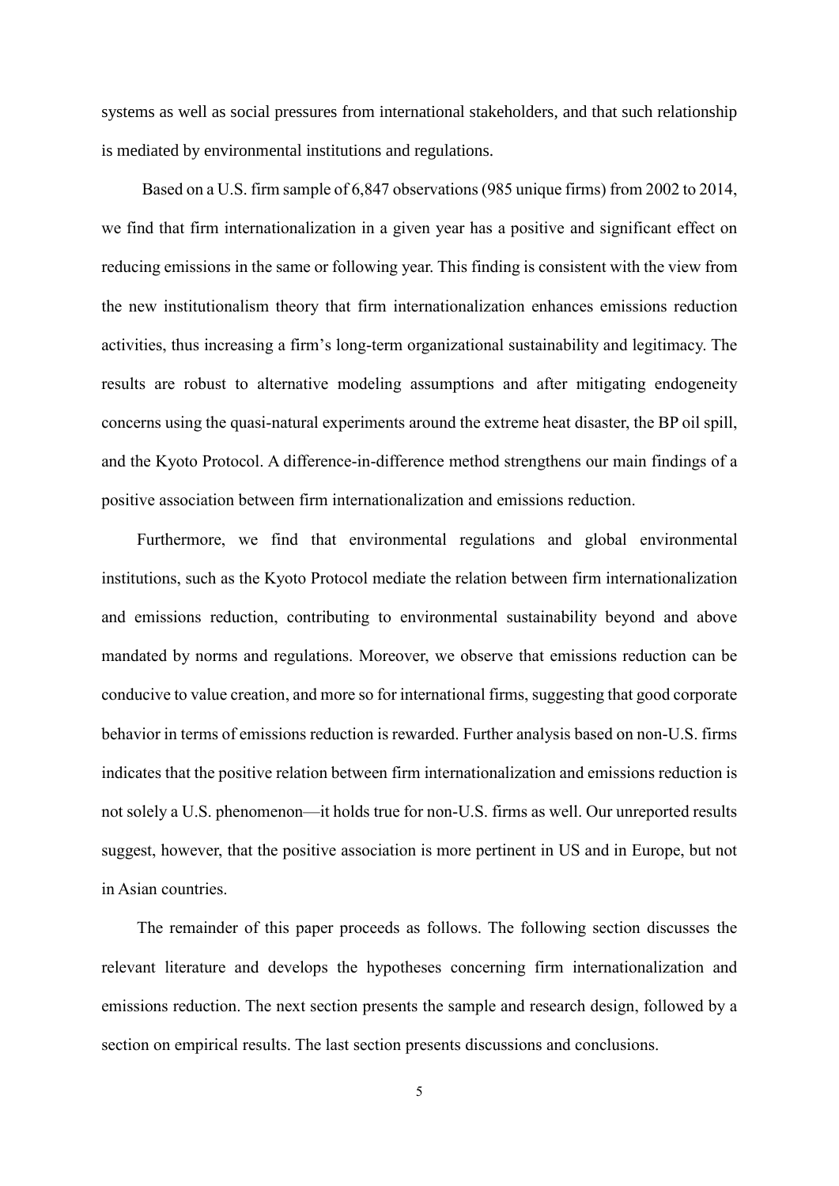systems as well as social pressures from international stakeholders, and that such relationship is mediated by environmental institutions and regulations.

Based on a U.S. firm sample of 6,847 observations (985 unique firms) from 2002 to 2014, we find that firm internationalization in a given year has a positive and significant effect on reducing emissions in the same or following year. This finding is consistent with the view from the new institutionalism theory that firm internationalization enhances emissions reduction activities, thus increasing a firm's long-term organizational sustainability and legitimacy. The results are robust to alternative modeling assumptions and after mitigating endogeneity concerns using the quasi-natural experiments around the extreme heat disaster, the BP oil spill, and the Kyoto Protocol. A difference-in-difference method strengthens our main findings of a positive association between firm internationalization and emissions reduction.

Furthermore, we find that environmental regulations and global environmental institutions, such as the Kyoto Protocol mediate the relation between firm internationalization and emissions reduction, contributing to environmental sustainability beyond and above mandated by norms and regulations. Moreover, we observe that emissions reduction can be conducive to value creation, and more so for international firms, suggesting that good corporate behavior in terms of emissions reduction is rewarded. Further analysis based on non-U.S. firms indicates that the positive relation between firm internationalization and emissions reduction is not solely a U.S. phenomenon—it holds true for non-U.S. firms as well. Our unreported results suggest, however, that the positive association is more pertinent in US and in Europe, but not in Asian countries.

The remainder of this paper proceeds as follows. The following section discusses the relevant literature and develops the hypotheses concerning firm internationalization and emissions reduction. The next section presents the sample and research design, followed by a section on empirical results. The last section presents discussions and conclusions.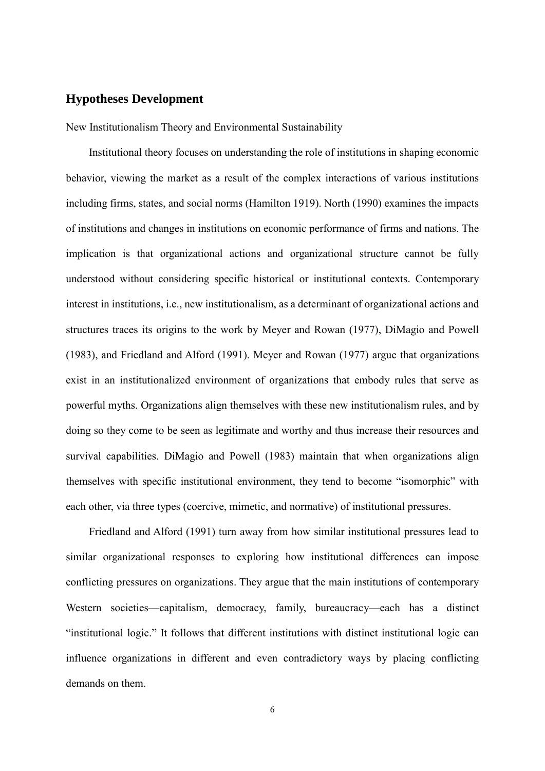## Hypotheses Development

New Institutionalism Theory and Environmental Sustainability

Institutional theory focuses on understanding the role of institutions in shaping economic behavior, viewing the market as a result of the complex interactions of various institutions including firms, states, and social norms (Hamilton 1919). North (1990) examines the impacts of institutions and changes in institutions on economic performance of firms and nations. The implication is that organizational actions and organizational structure cannot be fully understood without considering specific historical or institutional contexts. Contemporary interest in institutions, i.e., new institutionalism, as a determinant of organizational actions and structures traces its origins to the work by Meyer and Rowan (1977), DiMagio and Powell (1983), and Friedland and Alford (1991). Meyer and Rowan (1977) argue that organizations exist in an institutionalized environment of organizations that embody rules that serve as powerful myths. Organizations align themselves with these new institutionalism rules, and by doing so they come to be seen as legitimate and worthy and thus increase their resources and survival capabilities. DiMagio and Powell (1983) maintain that when organizations align themselves with specific institutional environment, they tend to become "isomorphic" with each other, via three types (coercive, mimetic, and normative) of institutional pressures.

Friedland and Alford (1991) turn away from how similar institutional pressures lead to similar organizational responses to exploring how institutional differences can impose conflicting pressures on organizations. They argue that the main institutions of contemporary Western societies—capitalism, democracy, family, bureaucracy—each has a distinct "institutional logic." It follows that different institutions with distinct institutional logic can influence organizations in different and even contradictory ways by placing conflicting demands on them.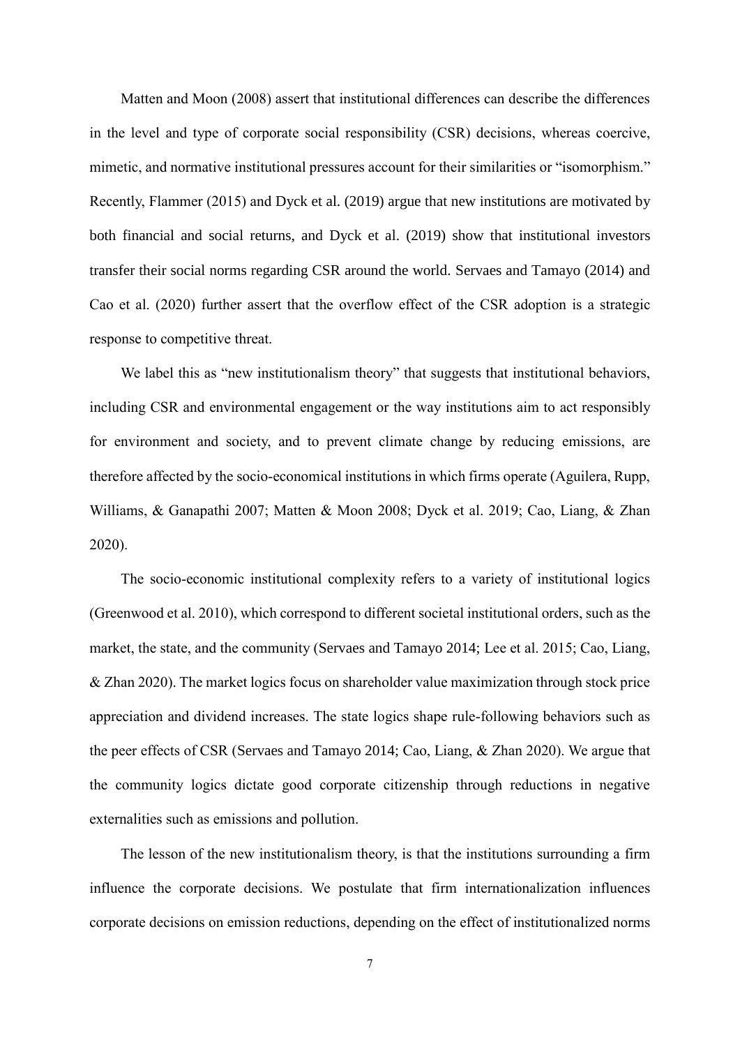Matten and Moon (2008) assert that institutional differences can describe the differences in the level and type of corporate social responsibility (CSR) decisions, whereas coercive, mimetic, and normative institutional pressures account for their similarities or "isomorphism." Recently, Flammer (2015) and Dyck et al. (2019) argue that new institutions are motivated by both financial and social returns, and Dyck et al. (2019) show that institutional investors transfer their social norms regarding CSR around the world. Servaes and Tamayo (2014) and Cao et al. (2020) further assert that the overflow effect of the CSR adoption is a strategic response to competitive threat.

We label this as "new institutionalism theory" that suggests that institutional behaviors, including CSR and environmental engagement or the way institutions aim to act responsibly for environment and society, and to prevent climate change by reducing emissions, are therefore affected by the socio-economical institutions in which firms operate (Aguilera, Rupp, Williams, & Ganapathi 2007; Matten & Moon 2008; Dyck et al. 2019; Cao, Liang, & Zhan 2020).

The socio-economic institutional complexity refers to a variety of institutional logics (Greenwood et al. 2010), which correspond to different societal institutional orders, such as the market, the state, and the community (Servaes and Tamayo 2014; Lee et al. 2015; Cao, Liang, & Zhan 2020). The market logics focus on shareholder value maximization through stock price appreciation and dividend increases. The state logics shape rule-following behaviors such as the peer effects of CSR (Servaes and Tamayo 2014; Cao, Liang, & Zhan 2020). We argue that the community logics dictate good corporate citizenship through reductions in negative externalities such as emissions and pollution.

The lesson of the new institutionalism theory, is that the institutions surrounding a firm influence the corporate decisions. We postulate that firm internationalization influences corporate decisions on emission reductions, depending on the effect of institutionalized norms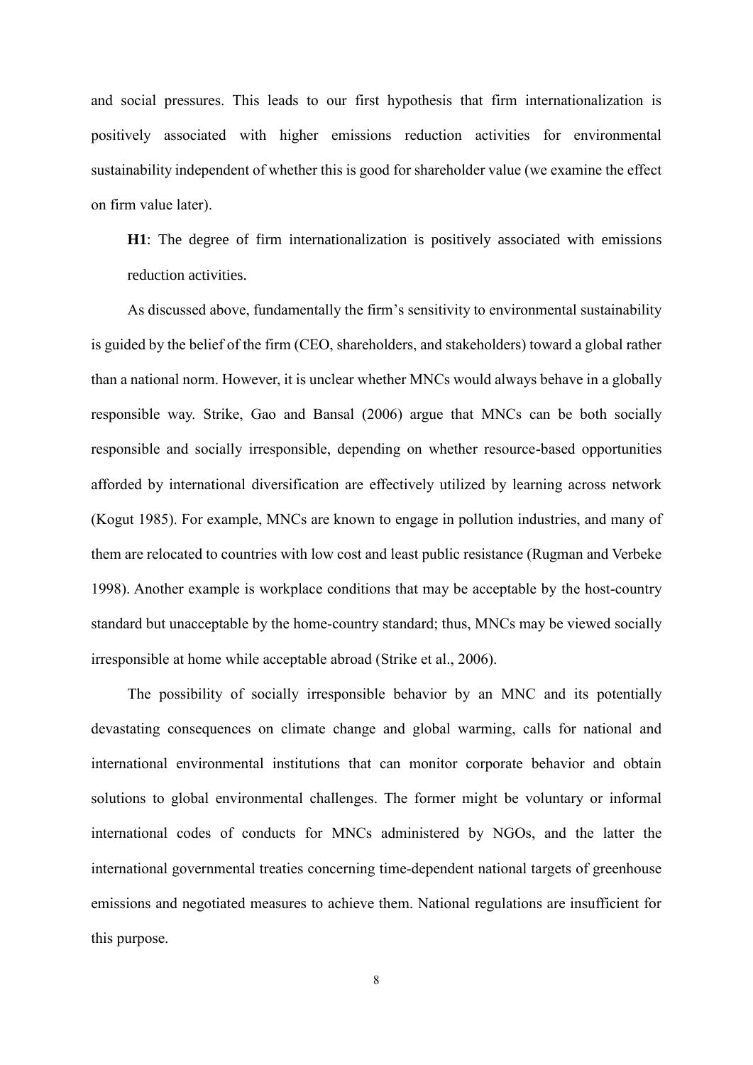and social pressures. This leads to our first hypothesis that firm internationalization is positively associated with higher emissions reduction activities for environmental sustainability independent of whether this is good for shareholder value (we examine the effect on firm value later).

**H1**: The degree of firm internationalization is positively associated with emissions reduction activities.

As discussed above, fundamentally the firm's sensitivity to environmental sustainability is guided by the belief of the firm (CEO, shareholders, and stakeholders) toward a global rather than a national norm. However, it is unclear whether MNCs would always behave in a globally responsible way. Strike, Gao and Bansal (2006) argue that MNCs can be both socially responsible and socially irresponsible, depending on whether resource-based opportunities afforded by international diversification are effectively utilized by learning across network (Kogut 1985). For example, MNCs are known to engage in pollution industries, and many of them are relocated to countries with low cost and least public resistance (Rugman and Verbeke 1998). Another example is workplace conditions that may be acceptable by the host-country standard but unacceptable by the home-country standard; thus, MNCs may be viewed socially irresponsible at home while acceptable abroad (Strike et al., 2006).

The possibility of socially irresponsible behavior by an MNC and its potentially devastating consequences on climate change and global warming, calls for national and international environmental institutions that can monitor corporate behavior and obtain solutions to global environmental challenges. The former might be voluntary or informal international codes of conducts for MNCs administered by NGOs, and the latter the international governmental treaties concerning time-dependent national targets of greenhouse emissions and negotiated measures to achieve them. National regulations are insufficient for this purpose.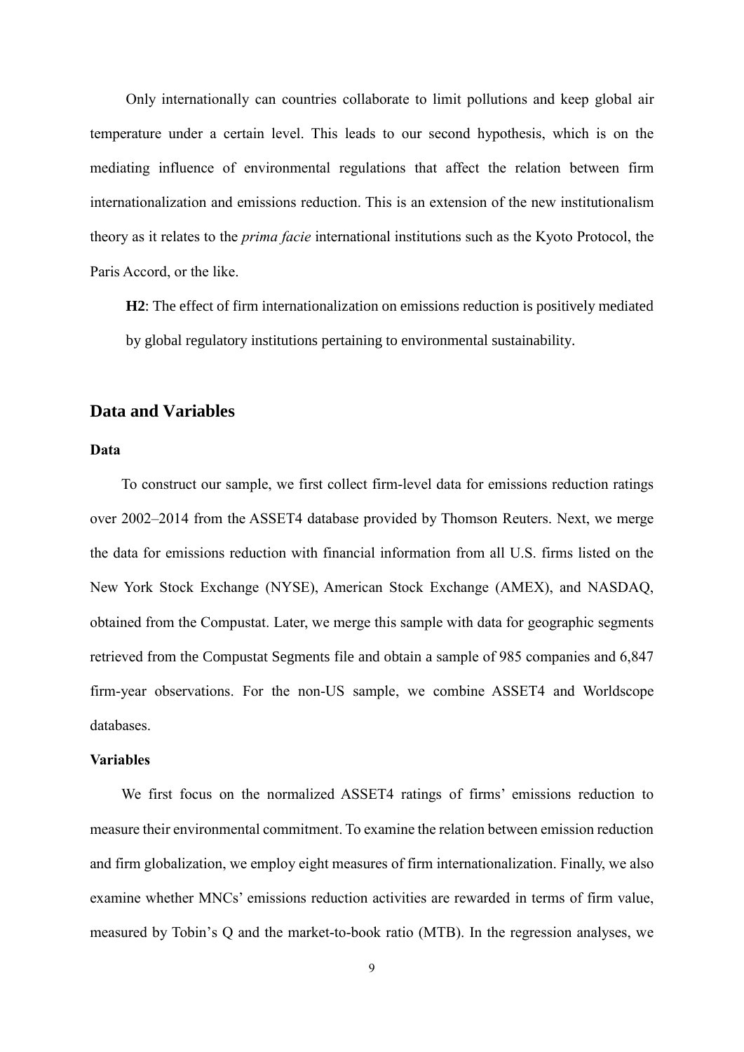Only internationally can countries collaborate to limit pollutions and keep global air temperature under a certain level. This leads to our second hypothesis, which is on the mediating influence of environmental regulations that affect the relation between firm internationalization and emissions reduction. This is an extension of the new institutionalism theory as it relates to the *prima facie* international institutions such as the Kyoto Protocol, the Paris Accord, or the like.

**H2**: The effect of firm internationalization on emissions reduction is positively mediated by global regulatory institutions pertaining to environmental sustainability.

## Data and Variables

### Data

To construct our sample, we first collect firm-level data for emissions reduction ratings over 2002–2014 from the ASSET4 database provided by Thomson Reuters. Next, we merge the data for emissions reduction with financial information from all U.S. firms listed on the New York Stock Exchange (NYSE), American Stock Exchange (AMEX), and NASDAQ, obtained from the Compustat. Later, we merge this sample with data for geographic segments retrieved from the Compustat Segments file and obtain a sample of 985 companies and 6,847 firm-year observations. For the non-US sample, we combine ASSET4 and Worldscope databases.

### Variables

We first focus on the normalized ASSET4 ratings of firms' emissions reduction to measure their environmental commitment. To examine the relation between emission reduction and firm globalization, we employ eight measures of firm internationalization. Finally, we also examine whether MNCs' emissions reduction activities are rewarded in terms of firm value, measured by Tobin's Q and the market-to-book ratio (MTB). In the regression analyses, we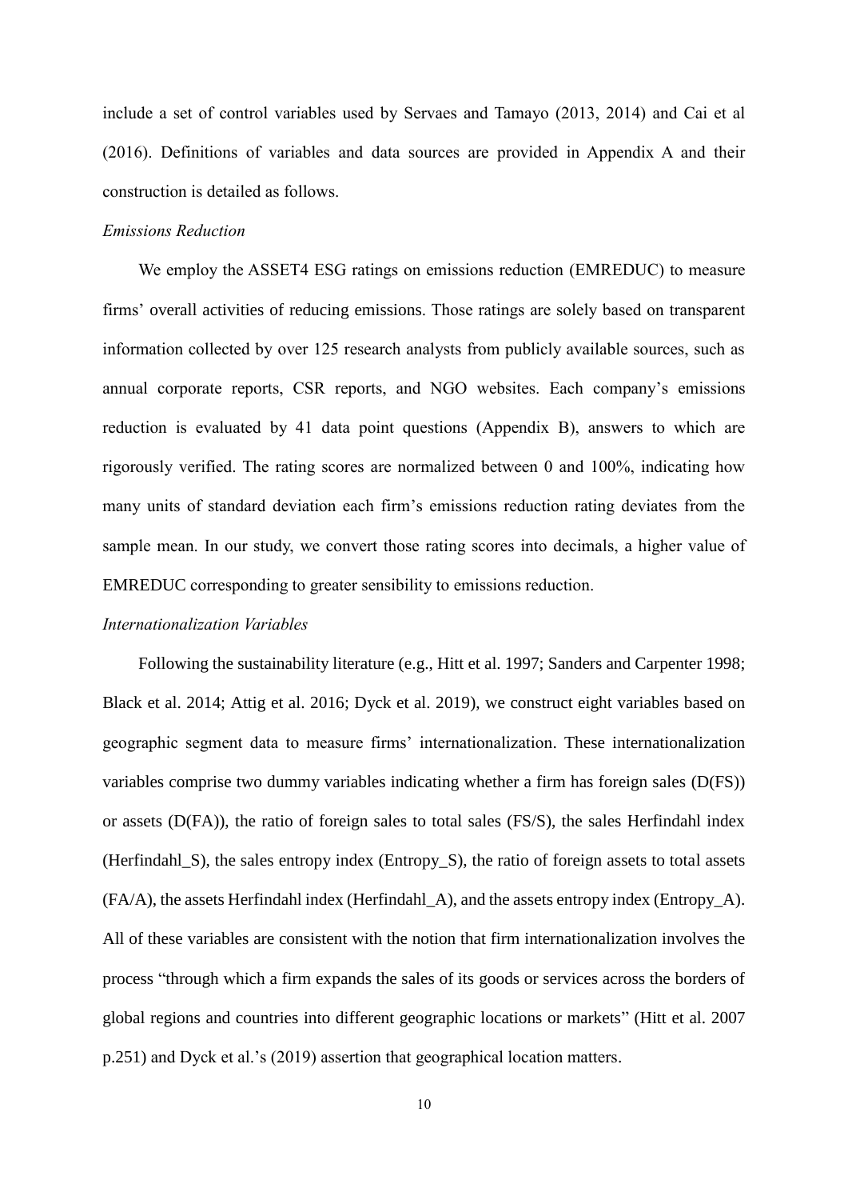include a set of control variables used by Servaes and Tamayo (2013, 2014) and Cai et al (2016). Definitions of variables and data sources are provided in Appendix A and their construction is detailed as follows.

*Emissions Reduction*

We employ the ASSET4 ESG ratings on emissions reduction (EMREDUC) to measure firms' overall activities of reducing emissions. Those ratings are solely based on transparent information collected by over 125 research analysts from publicly available sources, such as annual corporate reports, CSR reports, and NGO websites. Each company's emissions reduction is evaluated by 41 data point questions (Appendix B), answers to which are rigorously verified. The rating scores are normalized between 0 and 100%, indicating how many units of standard deviation each firm's emissions reduction rating deviates from the sample mean. In our study, we convert those rating scores into decimals, a higher value of EMREDUC corresponding to greater sensibility to emissions reduction.

*Internationalization Variables*

Following the sustainability literature (e.g., Hitt et al. 1997; Sanders and Carpenter 1998; Black et al. 2014; Attig et al. 2016; Dyck et al. 2019), we construct eight variables based on geographic segment data to measure firms' internationalization. These internationalization variables comprise two dummy variables indicating whether a firm has foreign sales (D(FS)) or assets (D(FA)), the ratio of foreign sales to total sales (FS/S), the sales Herfindahl index (Herfindahl_S), the sales entropy index (Entropy_S), the ratio of foreign assets to total assets (FA/A), the assets Herfindahl index (Herfindahl_A), and the assets entropy index (Entropy_A). All of these variables are consistent with the notion that firm internationalization involves the process "through which a firm expands the sales of its goods or services across the borders of global regions and countries into different geographic locations or markets" (Hitt et al. 2007 p.251) and Dyck et al.'s (2019) assertion that geographical location matters.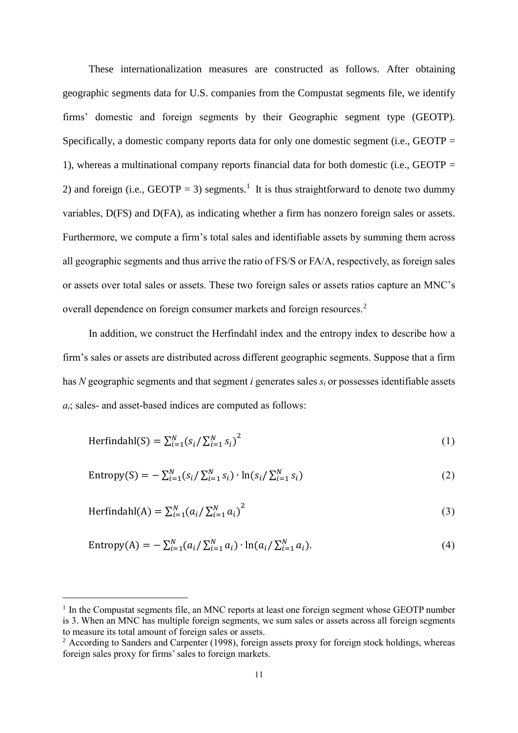These internationalization measures are constructed as follows. After obtaining geographic segments data for U.S. companies from the Compustat segments file, we identify firms' domestic and foreign segments by their Geographic segment type (GEOTP). Specifically, a domestic company reports data for only one domestic segment (i.e., GEOTP = 1), whereas a multinational company reports financial data for both domestic (i.e., GEOTP = 2) and foreign (i.e., GEOTP = 3) segments.[1] It is thus straightforward to denote two dummy variables, D(FS) and D(FA), as indicating whether a firm has nonzero foreign sales or assets. Furthermore, we compute a firm's total sales and identifiable assets by summing them across all geographic segments and thus arrive the ratio of FS/S or FA/A, respectively, as foreign sales or assets over total sales or assets. These two foreign sales or assets ratios capture an MNC's overall dependence on foreign consumer markets and foreign resources.[2]

In addition, we construct the Herfindahl index and the entropy index to describe how a firm's sales or assets are distributed across different geographic segments. Suppose that a firm has $N$ geographic segments and that segment $i$ generates sales $s_i$ or possesses identifiable assets $a_i$; sales- and asset-based indices are computed as follows:

$$\text{Herfindahl(S)} = \sum_{i=1}^{N} \left(s_i / \sum_{i=1}^{N} s_i\right)^2 \tag{1}$$

$$\text{Entropy(S)} = -\sum_{i=1}^{N} \left(s_i / \sum_{i=1}^{N} s_i\right) \cdot \ln\left(s_i / \sum_{i=1}^{N} s_i\right) \tag{2}$$

$$\text{Herfindahl(A)} = \sum_{i=1}^{N} \left(a_i / \sum_{i=1}^{N} a_i\right)^2 \tag{3}$$

$$\text{Entropy(A)} = -\sum_{i=1}^{N} \left(a_i / \sum_{i=1}^{N} a_i\right) \cdot \ln\left(a_i / \sum_{i=1}^{N} a_i\right). \tag{4}$$

---

[1] In the Compustat segments file, an MNC reports at least one foreign segment whose GEOTP number is 3. When an MNC has multiple foreign segments, we sum sales or assets across all foreign segments to measure its total amount of foreign sales or assets.

[2] According to Sanders and Carpenter (1998), foreign assets proxy for foreign stock holdings, whereas foreign sales proxy for firms' sales to foreign markets.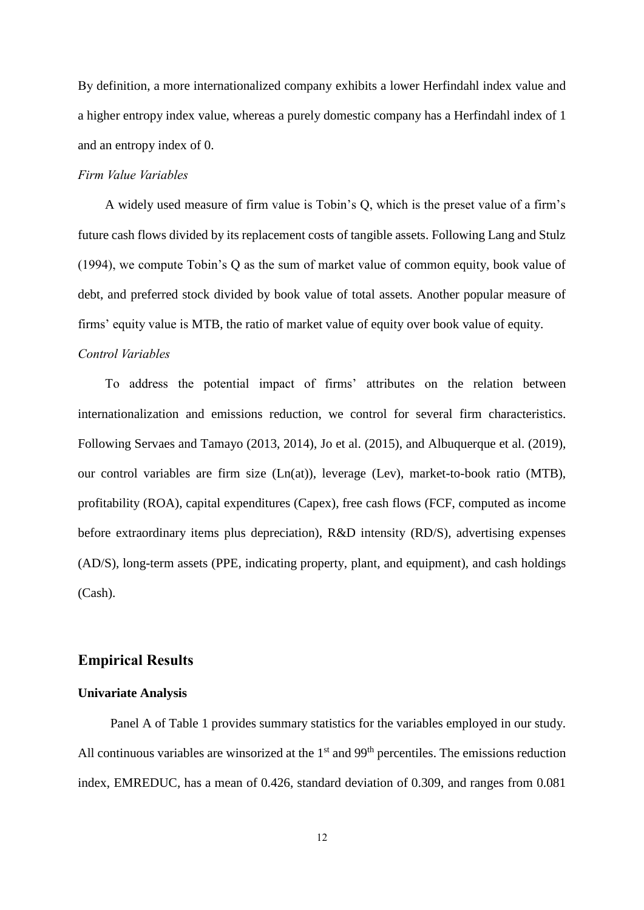By definition, a more internationalized company exhibits a lower Herfindahl index value and a higher entropy index value, whereas a purely domestic company has a Herfindahl index of 1 and an entropy index of 0.

*Firm Value Variables*

A widely used measure of firm value is Tobin's Q, which is the preset value of a firm's future cash flows divided by its replacement costs of tangible assets. Following Lang and Stulz (1994), we compute Tobin's Q as the sum of market value of common equity, book value of debt, and preferred stock divided by book value of total assets. Another popular measure of firms' equity value is MTB, the ratio of market value of equity over book value of equity.

*Control Variables*

To address the potential impact of firms' attributes on the relation between internationalization and emissions reduction, we control for several firm characteristics. Following Servaes and Tamayo (2013, 2014), Jo et al. (2015), and Albuquerque et al. (2019), our control variables are firm size (Ln(at)), leverage (Lev), market-to-book ratio (MTB), profitability (ROA), capital expenditures (Capex), free cash flows (FCF, computed as income before extraordinary items plus depreciation), R&D intensity (RD/S), advertising expenses (AD/S), long-term assets (PPE, indicating property, plant, and equipment), and cash holdings (Cash).

## Empirical Results

### Univariate Analysis

Panel A of Table 1 provides summary statistics for the variables employed in our study. All continuous variables are winsorized at the 1st and 99th percentiles. The emissions reduction index, EMREDUC, has a mean of 0.426, standard deviation of 0.309, and ranges from 0.081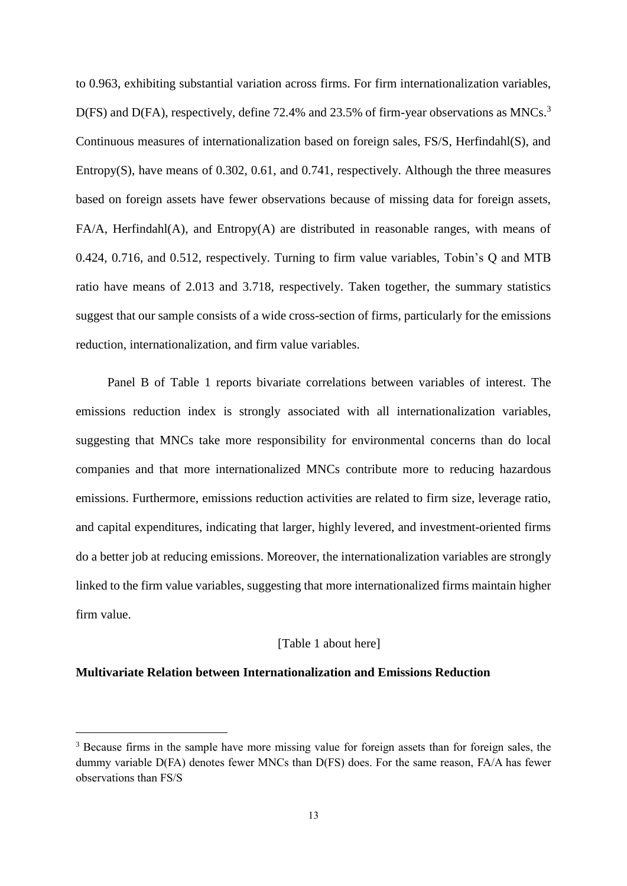to 0.963, exhibiting substantial variation across firms. For firm internationalization variables, D(FS) and D(FA), respectively, define 72.4% and 23.5% of firm-year observations as MNCs.[3] Continuous measures of internationalization based on foreign sales, FS/S, Herfindahl(S), and Entropy(S), have means of 0.302, 0.61, and 0.741, respectively. Although the three measures based on foreign assets have fewer observations because of missing data for foreign assets, FA/A, Herfindahl(A), and Entropy(A) are distributed in reasonable ranges, with means of 0.424, 0.716, and 0.512, respectively. Turning to firm value variables, Tobin's Q and MTB ratio have means of 2.013 and 3.718, respectively. Taken together, the summary statistics suggest that our sample consists of a wide cross-section of firms, particularly for the emissions reduction, internationalization, and firm value variables.

Panel B of Table 1 reports bivariate correlations between variables of interest. The emissions reduction index is strongly associated with all internationalization variables, suggesting that MNCs take more responsibility for environmental concerns than do local companies and that more internationalized MNCs contribute more to reducing hazardous emissions. Furthermore, emissions reduction activities are related to firm size, leverage ratio, and capital expenditures, indicating that larger, highly levered, and investment-oriented firms do a better job at reducing emissions. Moreover, the internationalization variables are strongly linked to the firm value variables, suggesting that more internationalized firms maintain higher firm value.

[Table 1 about here]

**Multivariate Relation between Internationalization and Emissions Reduction**

[3] Because firms in the sample have more missing value for foreign assets than for foreign sales, the dummy variable D(FA) denotes fewer MNCs than D(FS) does. For the same reason, FA/A has fewer observations than FS/S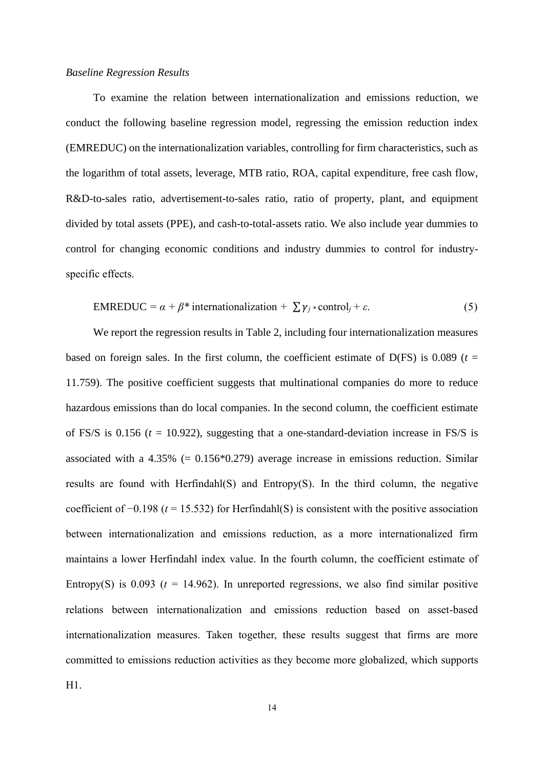*Baseline Regression Results*

To examine the relation between internationalization and emissions reduction, we conduct the following baseline regression model, regressing the emission reduction index (EMREDUC) on the internationalization variables, controlling for firm characteristics, such as the logarithm of total assets, leverage, MTB ratio, ROA, capital expenditure, free cash flow, R&D-to-sales ratio, advertisement-to-sales ratio, ratio of property, plant, and equipment divided by total assets (PPE), and cash-to-total-assets ratio. We also include year dummies to control for changing economic conditions and industry dummies to control for industry-specific effects.

$$\text{EMREDUC} = \alpha + \beta * \text{internationalization} + \sum \gamma_j * \text{control}_j + \varepsilon. \tag{5}$$

We report the regression results in Table 2, including four internationalization measures based on foreign sales. In the first column, the coefficient estimate of D(FS) is 0.089 ($t$ = 11.759). The positive coefficient suggests that multinational companies do more to reduce hazardous emissions than do local companies. In the second column, the coefficient estimate of FS/S is 0.156 ($t$ = 10.922), suggesting that a one-standard-deviation increase in FS/S is associated with a 4.35% (= 0.156*0.279) average increase in emissions reduction. Similar results are found with Herfindahl(S) and Entropy(S). In the third column, the negative coefficient of −0.198 ($t$ = 15.532) for Herfindahl(S) is consistent with the positive association between internationalization and emissions reduction, as a more internationalized firm maintains a lower Herfindahl index value. In the fourth column, the coefficient estimate of Entropy(S) is 0.093 ($t$ = 14.962). In unreported regressions, we also find similar positive relations between internationalization and emissions reduction based on asset-based internationalization measures. Taken together, these results suggest that firms are more committed to emissions reduction activities as they become more globalized, which supports H1.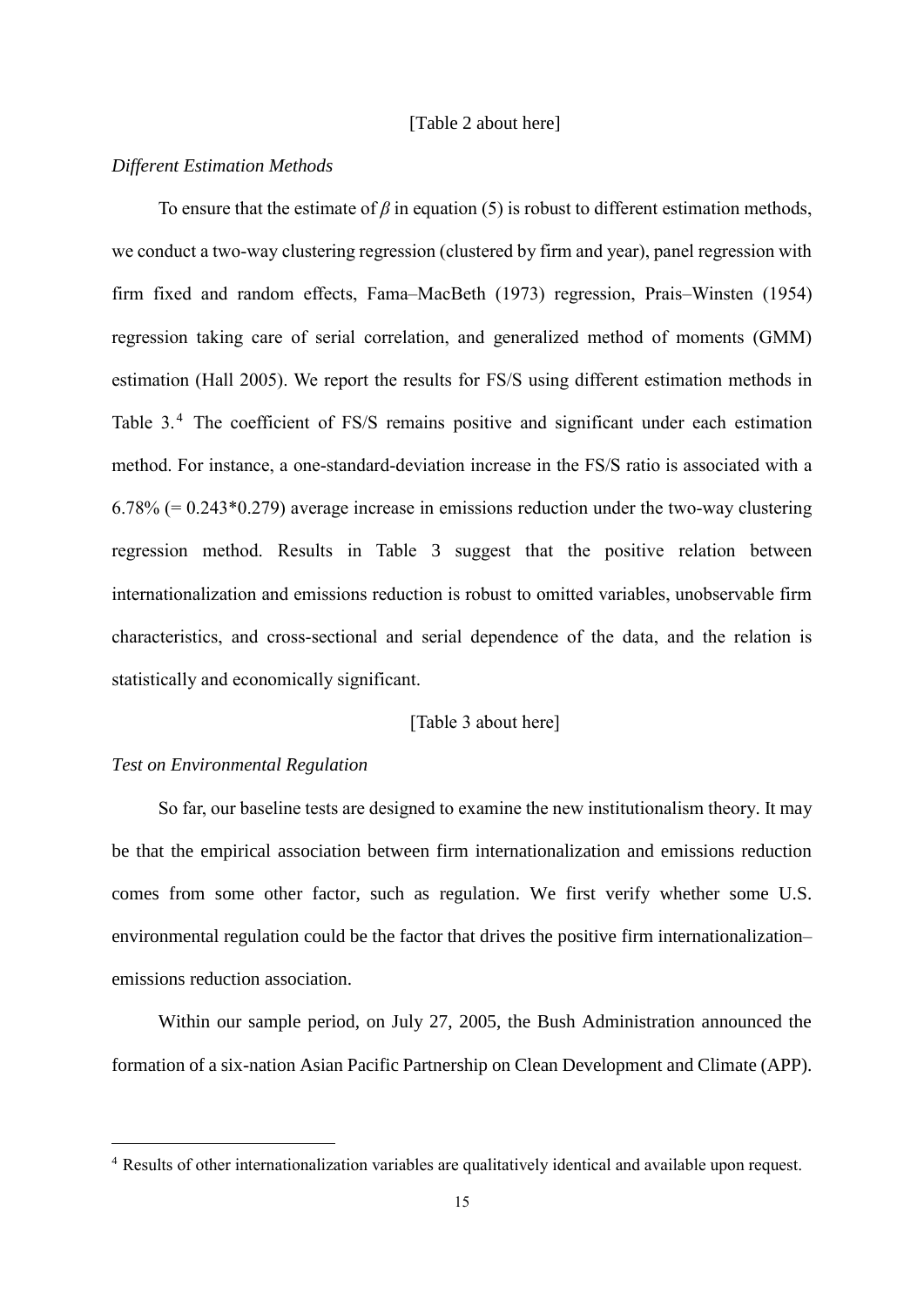[Table 2 about here]

*Different Estimation Methods*

To ensure that the estimate of $\beta$ in equation (5) is robust to different estimation methods, we conduct a two-way clustering regression (clustered by firm and year), panel regression with firm fixed and random effects, Fama–MacBeth (1973) regression, Prais–Winsten (1954) regression taking care of serial correlation, and generalized method of moments (GMM) estimation (Hall 2005). We report the results for FS/S using different estimation methods in Table 3.[4] The coefficient of FS/S remains positive and significant under each estimation method. For instance, a one-standard-deviation increase in the FS/S ratio is associated with a 6.78% (= 0.243*0.279) average increase in emissions reduction under the two-way clustering regression method. Results in Table 3 suggest that the positive relation between internationalization and emissions reduction is robust to omitted variables, unobservable firm characteristics, and cross-sectional and serial dependence of the data, and the relation is statistically and economically significant.

[Table 3 about here]

*Test on Environmental Regulation*

So far, our baseline tests are designed to examine the new institutionalism theory. It may be that the empirical association between firm internationalization and emissions reduction comes from some other factor, such as regulation. We first verify whether some U.S. environmental regulation could be the factor that drives the positive firm internationalization–emissions reduction association.

Within our sample period, on July 27, 2005, the Bush Administration announced the formation of a six-nation Asian Pacific Partnership on Clean Development and Climate (APP).

[4] Results of other internationalization variables are qualitatively identical and available upon request.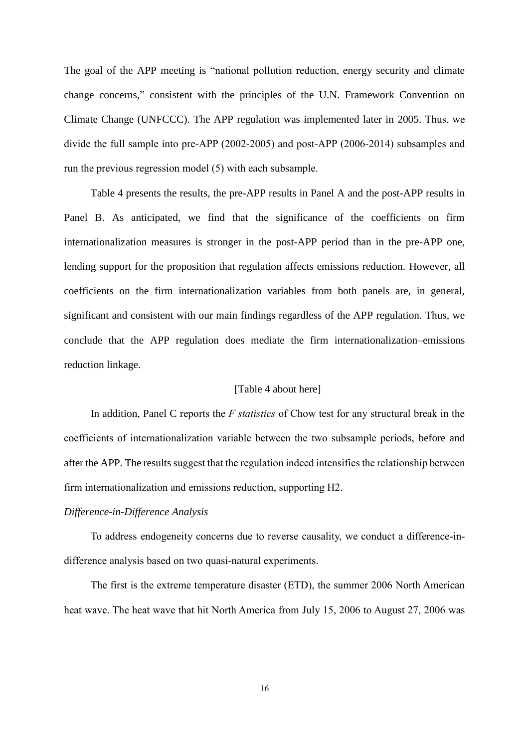The goal of the APP meeting is "national pollution reduction, energy security and climate change concerns," consistent with the principles of the U.N. Framework Convention on Climate Change (UNFCCC). The APP regulation was implemented later in 2005. Thus, we divide the full sample into pre-APP (2002-2005) and post-APP (2006-2014) subsamples and run the previous regression model (5) with each subsample.

Table 4 presents the results, the pre-APP results in Panel A and the post-APP results in Panel B. As anticipated, we find that the significance of the coefficients on firm internationalization measures is stronger in the post-APP period than in the pre-APP one, lending support for the proposition that regulation affects emissions reduction. However, all coefficients on the firm internationalization variables from both panels are, in general, significant and consistent with our main findings regardless of the APP regulation. Thus, we conclude that the APP regulation does mediate the firm internationalization–emissions reduction linkage.

[Table 4 about here]

In addition, Panel C reports the *F statistics* of Chow test for any structural break in the coefficients of internationalization variable between the two subsample periods, before and after the APP. The results suggest that the regulation indeed intensifies the relationship between firm internationalization and emissions reduction, supporting H2.

*Difference-in-Difference Analysis*

To address endogeneity concerns due to reverse causality, we conduct a difference-in-difference analysis based on two quasi-natural experiments.

The first is the extreme temperature disaster (ETD), the summer 2006 North American heat wave. The heat wave that hit North America from July 15, 2006 to August 27, 2006 was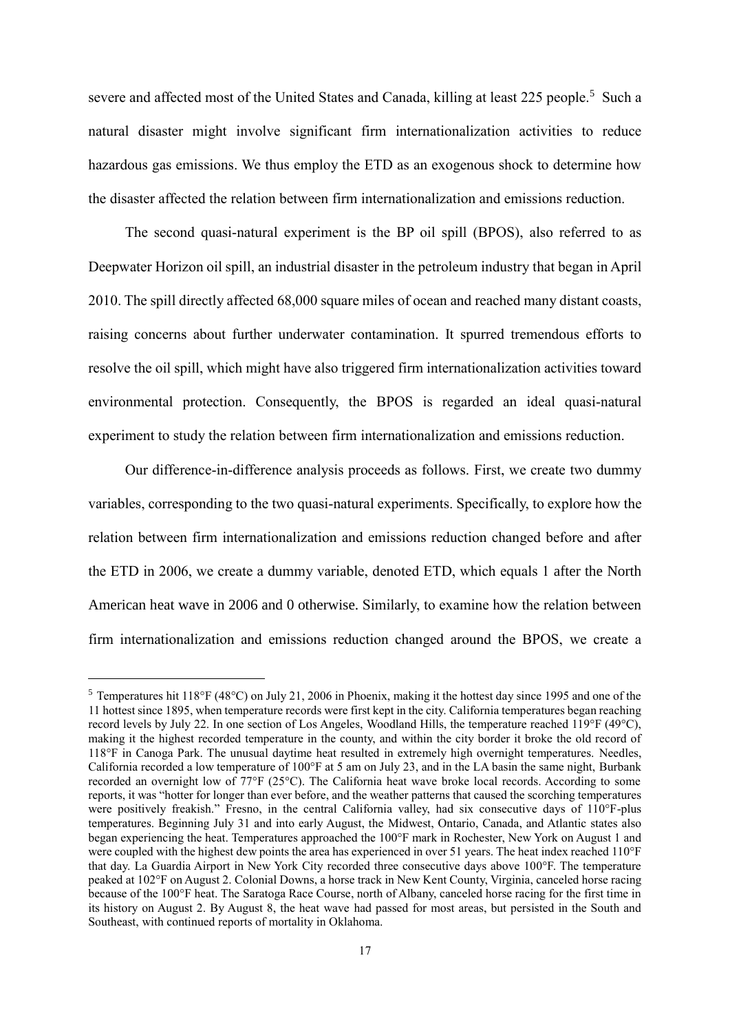severe and affected most of the United States and Canada, killing at least 225 people.[5] Such a natural disaster might involve significant firm internationalization activities to reduce hazardous gas emissions. We thus employ the ETD as an exogenous shock to determine how the disaster affected the relation between firm internationalization and emissions reduction.

The second quasi-natural experiment is the BP oil spill (BPOS), also referred to as Deepwater Horizon oil spill, an industrial disaster in the petroleum industry that began in April 2010. The spill directly affected 68,000 square miles of ocean and reached many distant coasts, raising concerns about further underwater contamination. It spurred tremendous efforts to resolve the oil spill, which might have also triggered firm internationalization activities toward environmental protection. Consequently, the BPOS is regarded an ideal quasi-natural experiment to study the relation between firm internationalization and emissions reduction.

Our difference-in-difference analysis proceeds as follows. First, we create two dummy variables, corresponding to the two quasi-natural experiments. Specifically, to explore how the relation between firm internationalization and emissions reduction changed before and after the ETD in 2006, we create a dummy variable, denoted ETD, which equals 1 after the North American heat wave in 2006 and 0 otherwise. Similarly, to examine how the relation between firm internationalization and emissions reduction changed around the BPOS, we create a

---

[5] Temperatures hit 118°F (48°C) on July 21, 2006 in Phoenix, making it the hottest day since 1995 and one of the 11 hottest since 1895, when temperature records were first kept in the city. California temperatures began reaching record levels by July 22. In one section of Los Angeles, Woodland Hills, the temperature reached 119°F (49°C), making it the highest recorded temperature in the county, and within the city border it broke the old record of 118°F in Canoga Park. The unusual daytime heat resulted in extremely high overnight temperatures. Needles, California recorded a low temperature of 100°F at 5 am on July 23, and in the LA basin the same night, Burbank recorded an overnight low of 77°F (25°C). The California heat wave broke local records. According to some reports, it was "hotter for longer than ever before, and the weather patterns that caused the scorching temperatures were positively freakish." Fresno, in the central California valley, had six consecutive days of 110°F-plus temperatures. Beginning July 31 and into early August, the Midwest, Ontario, Canada, and Atlantic states also began experiencing the heat. Temperatures approached the 100°F mark in Rochester, New York on August 1 and were coupled with the highest dew points the area has experienced in over 51 years. The heat index reached 110°F that day. La Guardia Airport in New York City recorded three consecutive days above 100°F. The temperature peaked at 102°F on August 2. Colonial Downs, a horse track in New Kent County, Virginia, canceled horse racing because of the 100°F heat. The Saratoga Race Course, north of Albany, canceled horse racing for the first time in its history on August 2. By August 8, the heat wave had passed for most areas, but persisted in the South and Southeast, with continued reports of mortality in Oklahoma.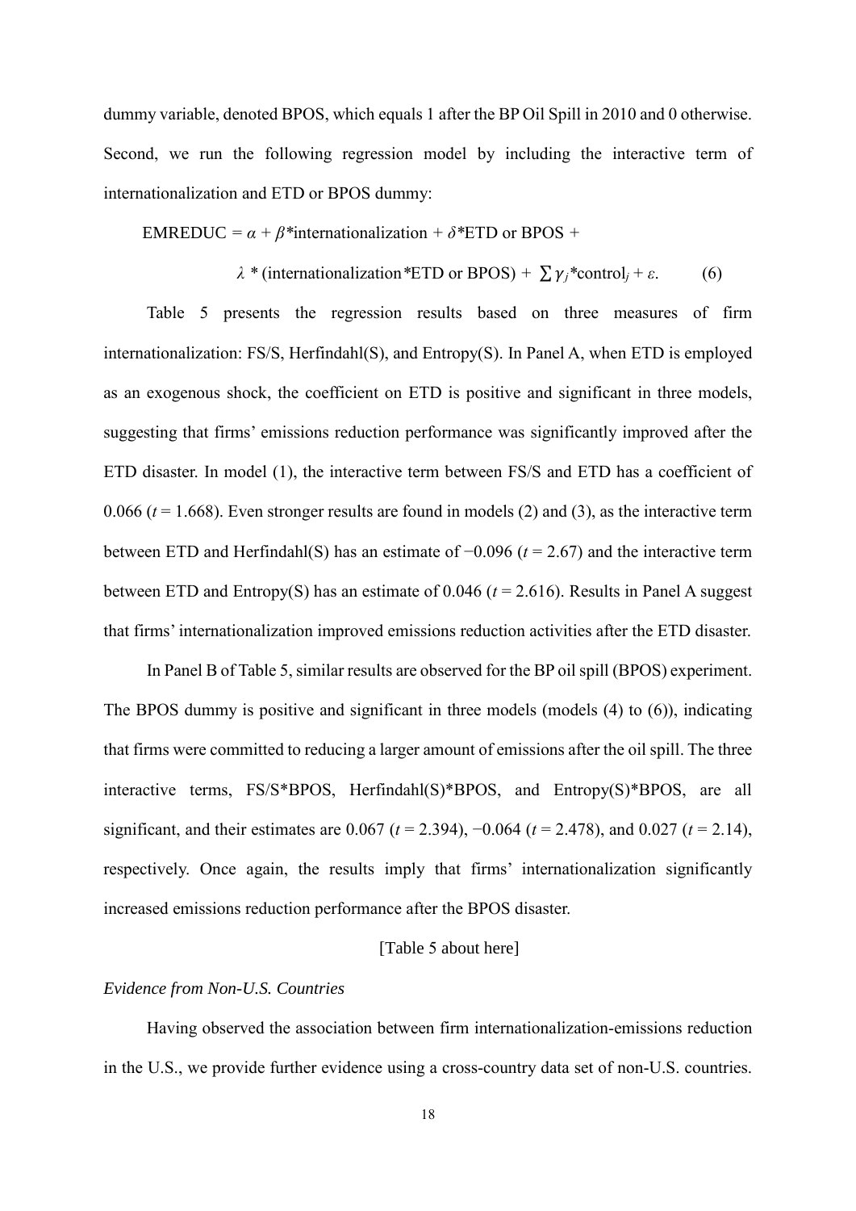dummy variable, denoted BPOS, which equals 1 after the BP Oil Spill in 2010 and 0 otherwise. Second, we run the following regression model by including the interactive term of internationalization and ETD or BPOS dummy:

$$\text{EMREDUC} = \alpha + \beta\text{*internationalization} + \delta\text{*ETD or BPOS} + \lambda * (\text{internationalization*ETD or BPOS}) + \sum \gamma_j\text{*control}_j + \varepsilon. \quad (6)$$

Table 5 presents the regression results based on three measures of firm internationalization: FS/S, Herfindahl(S), and Entropy(S). In Panel A, when ETD is employed as an exogenous shock, the coefficient on ETD is positive and significant in three models, suggesting that firms' emissions reduction performance was significantly improved after the ETD disaster. In model (1), the interactive term between FS/S and ETD has a coefficient of 0.066 ($t$ = 1.668). Even stronger results are found in models (2) and (3), as the interactive term between ETD and Herfindahl(S) has an estimate of −0.096 ($t$ = 2.67) and the interactive term between ETD and Entropy(S) has an estimate of 0.046 ($t$ = 2.616). Results in Panel A suggest that firms' internationalization improved emissions reduction activities after the ETD disaster.

In Panel B of Table 5, similar results are observed for the BP oil spill (BPOS) experiment. The BPOS dummy is positive and significant in three models (models (4) to (6)), indicating that firms were committed to reducing a larger amount of emissions after the oil spill. The three interactive terms, FS/S*BPOS, Herfindahl(S)*BPOS, and Entropy(S)*BPOS, are all significant, and their estimates are 0.067 ($t$ = 2.394), −0.064 ($t$ = 2.478), and 0.027 ($t$ = 2.14), respectively. Once again, the results imply that firms' internationalization significantly increased emissions reduction performance after the BPOS disaster.

[Table 5 about here]

*Evidence from Non-U.S. Countries*

Having observed the association between firm internationalization-emissions reduction in the U.S., we provide further evidence using a cross-country data set of non-U.S. countries.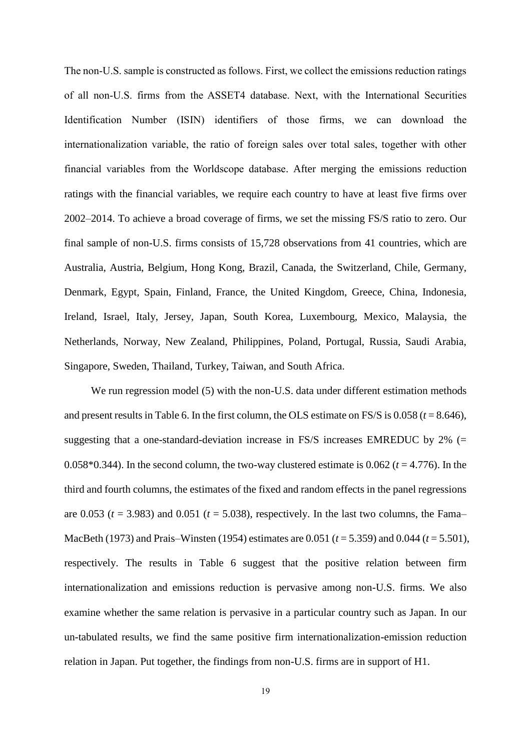The non-U.S. sample is constructed as follows. First, we collect the emissions reduction ratings of all non-U.S. firms from the ASSET4 database. Next, with the International Securities Identification Number (ISIN) identifiers of those firms, we can download the internationalization variable, the ratio of foreign sales over total sales, together with other financial variables from the Worldscope database. After merging the emissions reduction ratings with the financial variables, we require each country to have at least five firms over 2002–2014. To achieve a broad coverage of firms, we set the missing FS/S ratio to zero. Our final sample of non-U.S. firms consists of 15,728 observations from 41 countries, which are Australia, Austria, Belgium, Hong Kong, Brazil, Canada, the Switzerland, Chile, Germany, Denmark, Egypt, Spain, Finland, France, the United Kingdom, Greece, China, Indonesia, Ireland, Israel, Italy, Jersey, Japan, South Korea, Luxembourg, Mexico, Malaysia, the Netherlands, Norway, New Zealand, Philippines, Poland, Portugal, Russia, Saudi Arabia, Singapore, Sweden, Thailand, Turkey, Taiwan, and South Africa.

We run regression model (5) with the non-U.S. data under different estimation methods and present results in Table 6. In the first column, the OLS estimate on FS/S is 0.058 ($t$ = 8.646), suggesting that a one-standard-deviation increase in FS/S increases EMREDUC by 2% (= 0.058*0.344). In the second column, the two-way clustered estimate is 0.062 ($t$ = 4.776). In the third and fourth columns, the estimates of the fixed and random effects in the panel regressions are 0.053 ($t$ = 3.983) and 0.051 ($t$ = 5.038), respectively. In the last two columns, the Fama–MacBeth (1973) and Prais–Winsten (1954) estimates are 0.051 ($t$ = 5.359) and 0.044 ($t$ = 5.501), respectively. The results in Table 6 suggest that the positive relation between firm internationalization and emissions reduction is pervasive among non-U.S. firms. We also examine whether the same relation is pervasive in a particular country such as Japan. In our un-tabulated results, we find the same positive firm internationalization-emission reduction relation in Japan. Put together, the findings from non-U.S. firms are in support of H1.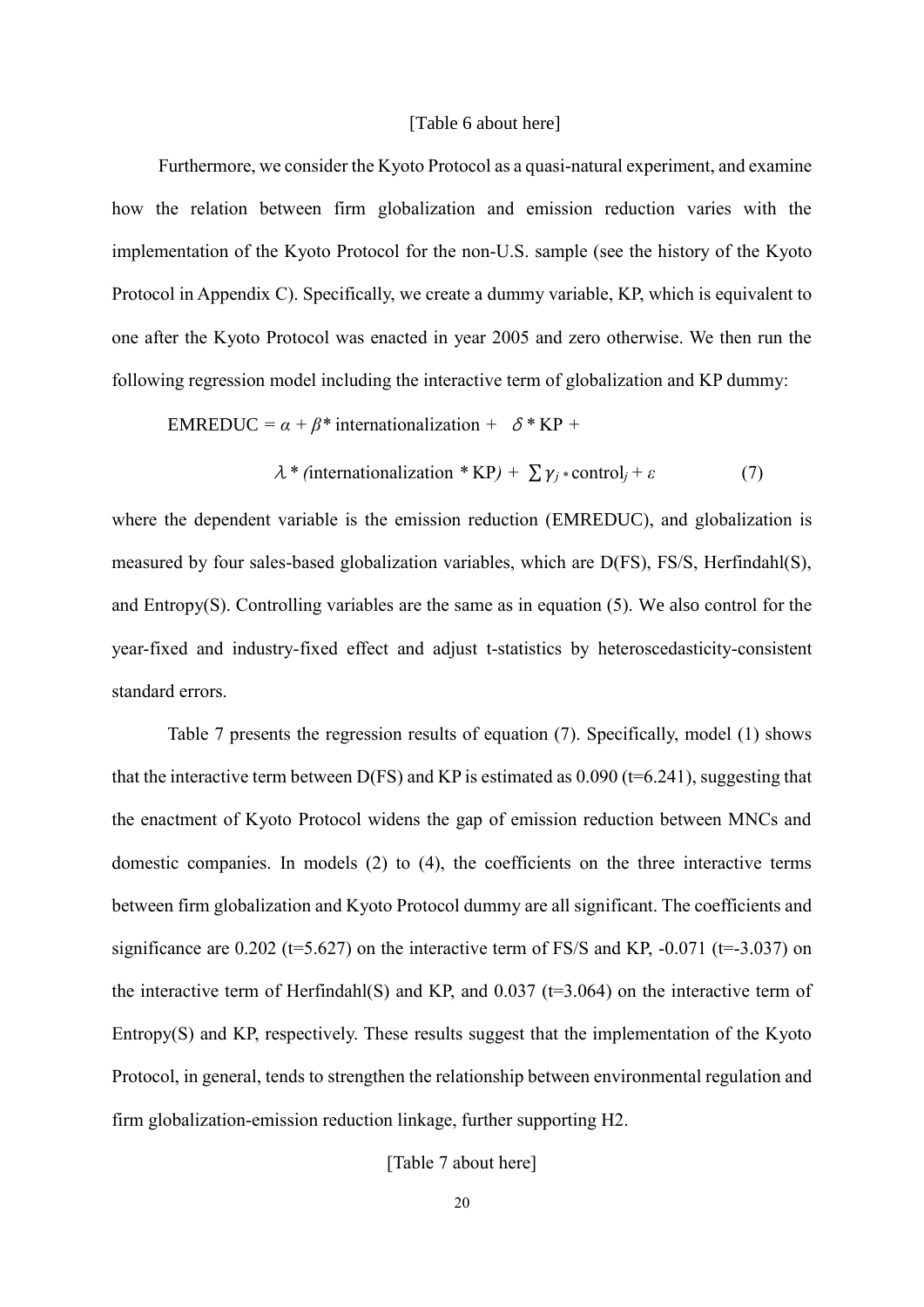[Table 6 about here]

Furthermore, we consider the Kyoto Protocol as a quasi-natural experiment, and examine how the relation between firm globalization and emission reduction varies with the implementation of the Kyoto Protocol for the non-U.S. sample (see the history of the Kyoto Protocol in Appendix C). Specifically, we create a dummy variable, KP, which is equivalent to one after the Kyoto Protocol was enacted in year 2005 and zero otherwise. We then run the following regression model including the interactive term of globalization and KP dummy:

$$\text{EMREDUC} = \alpha + \beta^* \text{internationalization} + \delta * \text{KP} +$$

$$\lambda * (\text{internationalization} * \text{KP}) + \sum \gamma_j * \text{control}_j + \varepsilon \qquad (7)$$

where the dependent variable is the emission reduction (EMREDUC), and globalization is measured by four sales-based globalization variables, which are D(FS), FS/S, Herfindahl(S), and Entropy(S). Controlling variables are the same as in equation (5). We also control for the year-fixed and industry-fixed effect and adjust t-statistics by heteroscedasticity-consistent standard errors.

Table 7 presents the regression results of equation (7). Specifically, model (1) shows that the interactive term between D(FS) and KP is estimated as 0.090 (t=6.241), suggesting that the enactment of Kyoto Protocol widens the gap of emission reduction between MNCs and domestic companies. In models (2) to (4), the coefficients on the three interactive terms between firm globalization and Kyoto Protocol dummy are all significant. The coefficients and significance are 0.202 (t=5.627) on the interactive term of FS/S and KP, -0.071 (t=-3.037) on the interactive term of Herfindahl(S) and KP, and 0.037 (t=3.064) on the interactive term of Entropy(S) and KP, respectively. These results suggest that the implementation of the Kyoto Protocol, in general, tends to strengthen the relationship between environmental regulation and firm globalization-emission reduction linkage, further supporting H2.

[Table 7 about here]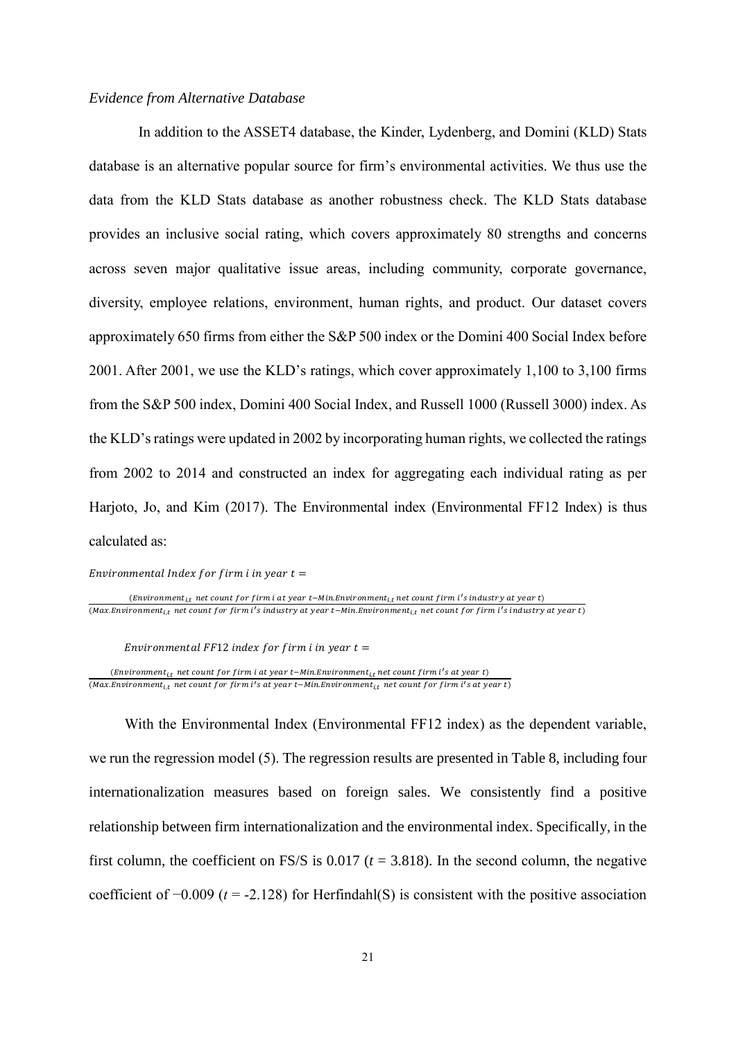*Evidence from Alternative Database*

In addition to the ASSET4 database, the Kinder, Lydenberg, and Domini (KLD) Stats database is an alternative popular source for firm's environmental activities. We thus use the data from the KLD Stats database as another robustness check. The KLD Stats database provides an inclusive social rating, which covers approximately 80 strengths and concerns across seven major qualitative issue areas, including community, corporate governance, diversity, employee relations, environment, human rights, and product. Our dataset covers approximately 650 firms from either the S&P 500 index or the Domini 400 Social Index before 2001. After 2001, we use the KLD's ratings, which cover approximately 1,100 to 3,100 firms from the S&P 500 index, Domini 400 Social Index, and Russell 1000 (Russell 3000) index. As the KLD's ratings were updated in 2002 by incorporating human rights, we collected the ratings from 2002 to 2014 and constructed an index for aggregating each individual rating as per Harjoto, Jo, and Kim (2017). The Environmental index (Environmental FF12 Index) is thus calculated as:

$$\text{Environmental Index for firm } i \text{ in year } t = \frac{(\text{Environment}_{i,t} \text{ net count for firm } i \text{ at year } t - \text{Min.Environment}_{i,t} \text{ net count firm } i\text{'s industry at year } t)}{(\text{Max.Environment}_{i,t} \text{ net count for firm } i\text{'s industry at year } t - \text{Min.Environment}_{i,t} \text{ net count for firm } i\text{'s industry at year } t)}$$

$$\text{Environmental FF12 index for firm } i \text{ in year } t = \frac{(\text{Environment}_{i,t} \text{ net count for firm } i \text{ at year } t - \text{Min.Environment}_{i,t} \text{ net count firm } i\text{'s at year } t)}{(\text{Max.Environment}_{i,t} \text{ net count for firm } i\text{'s at year } t - \text{Min.Environment}_{i,t} \text{ net count for firm } i\text{'s at year } t)}$$

With the Environmental Index (Environmental FF12 index) as the dependent variable, we run the regression model (5). The regression results are presented in Table 8, including four internationalization measures based on foreign sales. We consistently find a positive relationship between firm internationalization and the environmental index. Specifically, in the first column, the coefficient on FS/S is 0.017 ($t$ = 3.818). In the second column, the negative coefficient of −0.009 ($t$ = -2.128) for Herfindahl(S) is consistent with the positive association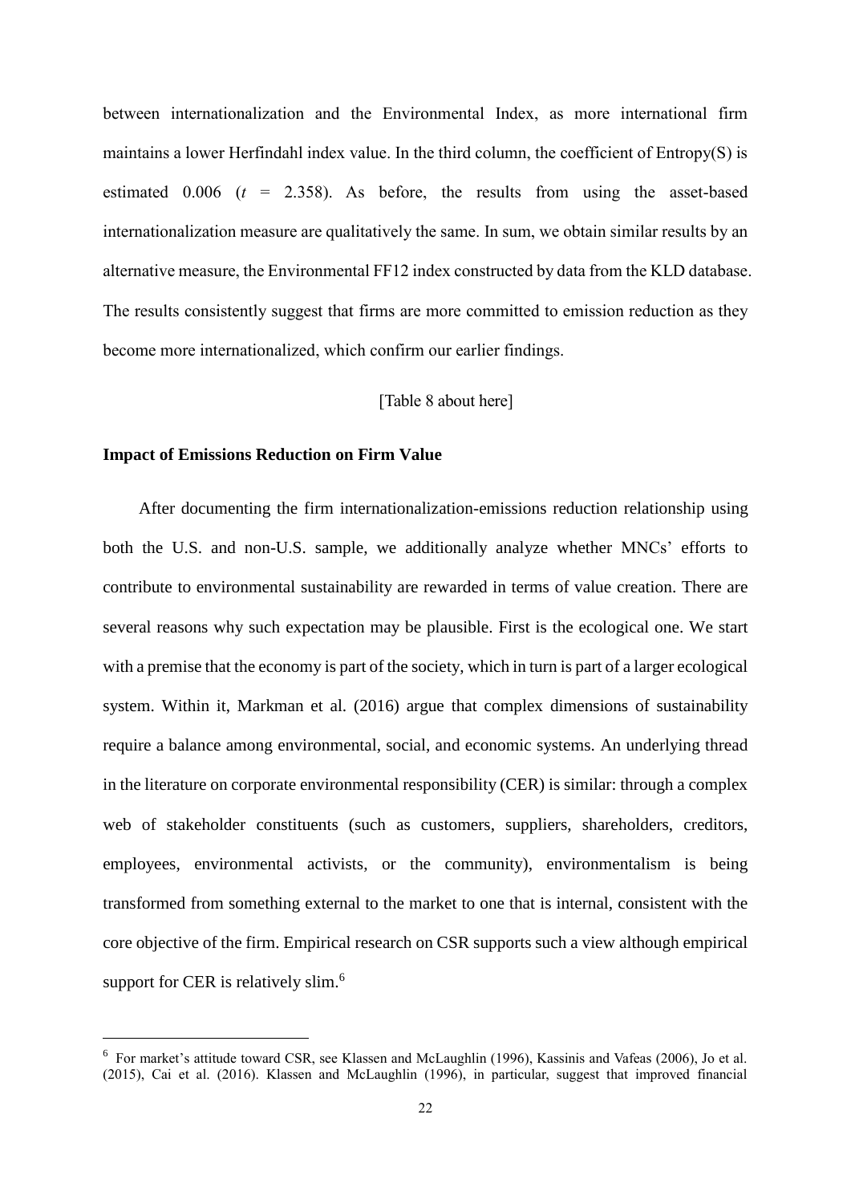between internationalization and the Environmental Index, as more international firm maintains a lower Herfindahl index value. In the third column, the coefficient of Entropy(S) is estimated 0.006 ($t$ = 2.358). As before, the results from using the asset-based internationalization measure are qualitatively the same. In sum, we obtain similar results by an alternative measure, the Environmental FF12 index constructed by data from the KLD database. The results consistently suggest that firms are more committed to emission reduction as they become more internationalized, which confirm our earlier findings.

[Table 8 about here]

**Impact of Emissions Reduction on Firm Value**

After documenting the firm internationalization-emissions reduction relationship using both the U.S. and non-U.S. sample, we additionally analyze whether MNCs' efforts to contribute to environmental sustainability are rewarded in terms of value creation. There are several reasons why such expectation may be plausible. First is the ecological one. We start with a premise that the economy is part of the society, which in turn is part of a larger ecological system. Within it, Markman et al. (2016) argue that complex dimensions of sustainability require a balance among environmental, social, and economic systems. An underlying thread in the literature on corporate environmental responsibility (CER) is similar: through a complex web of stakeholder constituents (such as customers, suppliers, shareholders, creditors, employees, environmental activists, or the community), environmentalism is being transformed from something external to the market to one that is internal, consistent with the core objective of the firm. Empirical research on CSR supports such a view although empirical support for CER is relatively slim.[6]

---

[6] For market's attitude toward CSR, see Klassen and McLaughlin (1996), Kassinis and Vafeas (2006), Jo et al. (2015), Cai et al. (2016). Klassen and McLaughlin (1996), in particular, suggest that improved financial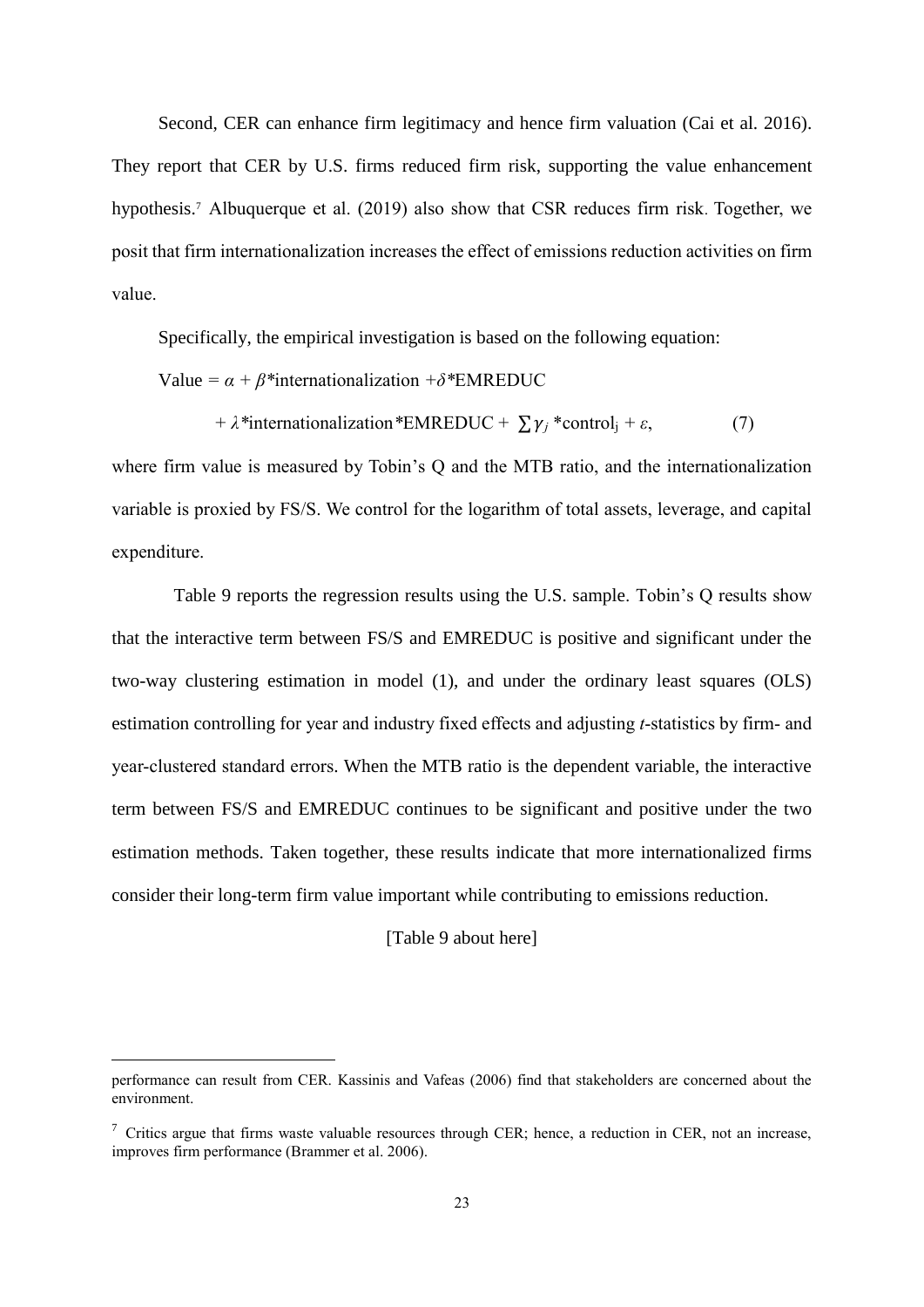Second, CER can enhance firm legitimacy and hence firm valuation (Cai et al. 2016). They report that CER by U.S. firms reduced firm risk, supporting the value enhancement hypothesis.[7] Albuquerque et al. (2019) also show that CSR reduces firm risk. Together, we posit that firm internationalization increases the effect of emissions reduction activities on firm value.

Specifically, the empirical investigation is based on the following equation:

$$\text{Value} = \alpha + \beta\text{*internationalization} + \delta\text{*EMREDUC} + \lambda\text{*internationalization*EMREDUC} + \sum \gamma_j \text{*control}_j + \varepsilon, \quad (7)$$

where firm value is measured by Tobin's Q and the MTB ratio, and the internationalization variable is proxied by FS/S. We control for the logarithm of total assets, leverage, and capital expenditure.

Table 9 reports the regression results using the U.S. sample. Tobin's Q results show that the interactive term between FS/S and EMREDUC is positive and significant under the two-way clustering estimation in model (1), and under the ordinary least squares (OLS) estimation controlling for year and industry fixed effects and adjusting *t*-statistics by firm- and year-clustered standard errors. When the MTB ratio is the dependent variable, the interactive term between FS/S and EMREDUC continues to be significant and positive under the two estimation methods. Taken together, these results indicate that more internationalized firms consider their long-term firm value important while contributing to emissions reduction.

[Table 9 about here]

---

performance can result from CER. Kassinis and Vafeas (2006) find that stakeholders are concerned about the environment.

[7] Critics argue that firms waste valuable resources through CER; hence, a reduction in CER, not an increase, improves firm performance (Brammer et al. 2006).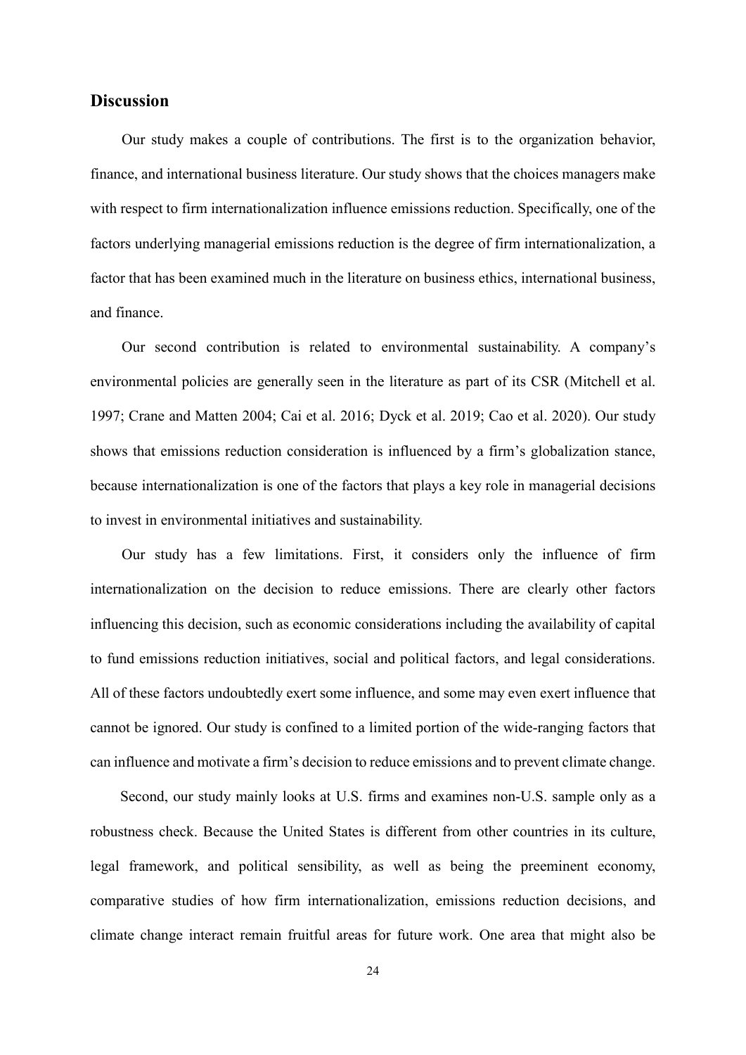## Discussion

Our study makes a couple of contributions. The first is to the organization behavior, finance, and international business literature. Our study shows that the choices managers make with respect to firm internationalization influence emissions reduction. Specifically, one of the factors underlying managerial emissions reduction is the degree of firm internationalization, a factor that has been examined much in the literature on business ethics, international business, and finance.

Our second contribution is related to environmental sustainability. A company's environmental policies are generally seen in the literature as part of its CSR (Mitchell et al. 1997; Crane and Matten 2004; Cai et al. 2016; Dyck et al. 2019; Cao et al. 2020). Our study shows that emissions reduction consideration is influenced by a firm's globalization stance, because internationalization is one of the factors that plays a key role in managerial decisions to invest in environmental initiatives and sustainability.

Our study has a few limitations. First, it considers only the influence of firm internationalization on the decision to reduce emissions. There are clearly other factors influencing this decision, such as economic considerations including the availability of capital to fund emissions reduction initiatives, social and political factors, and legal considerations. All of these factors undoubtedly exert some influence, and some may even exert influence that cannot be ignored. Our study is confined to a limited portion of the wide-ranging factors that can influence and motivate a firm's decision to reduce emissions and to prevent climate change.

Second, our study mainly looks at U.S. firms and examines non-U.S. sample only as a robustness check. Because the United States is different from other countries in its culture, legal framework, and political sensibility, as well as being the preeminent economy, comparative studies of how firm internationalization, emissions reduction decisions, and climate change interact remain fruitful areas for future work. One area that might also be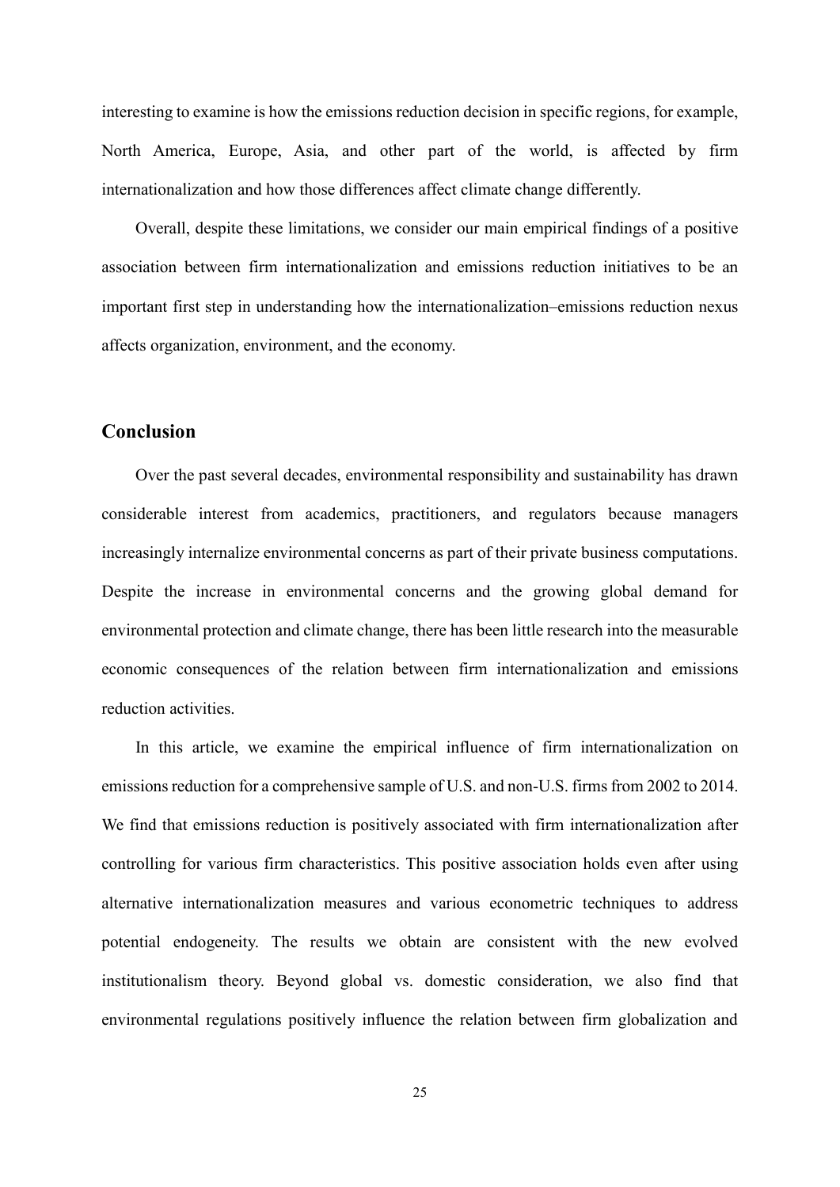interesting to examine is how the emissions reduction decision in specific regions, for example, North America, Europe, Asia, and other part of the world, is affected by firm internationalization and how those differences affect climate change differently.

Overall, despite these limitations, we consider our main empirical findings of a positive association between firm internationalization and emissions reduction initiatives to be an important first step in understanding how the internationalization–emissions reduction nexus affects organization, environment, and the economy.

## Conclusion

Over the past several decades, environmental responsibility and sustainability has drawn considerable interest from academics, practitioners, and regulators because managers increasingly internalize environmental concerns as part of their private business computations. Despite the increase in environmental concerns and the growing global demand for environmental protection and climate change, there has been little research into the measurable economic consequences of the relation between firm internationalization and emissions reduction activities.

In this article, we examine the empirical influence of firm internationalization on emissions reduction for a comprehensive sample of U.S. and non-U.S. firms from 2002 to 2014. We find that emissions reduction is positively associated with firm internationalization after controlling for various firm characteristics. This positive association holds even after using alternative internationalization measures and various econometric techniques to address potential endogeneity. The results we obtain are consistent with the new evolved institutionalism theory. Beyond global vs. domestic consideration, we also find that environmental regulations positively influence the relation between firm globalization and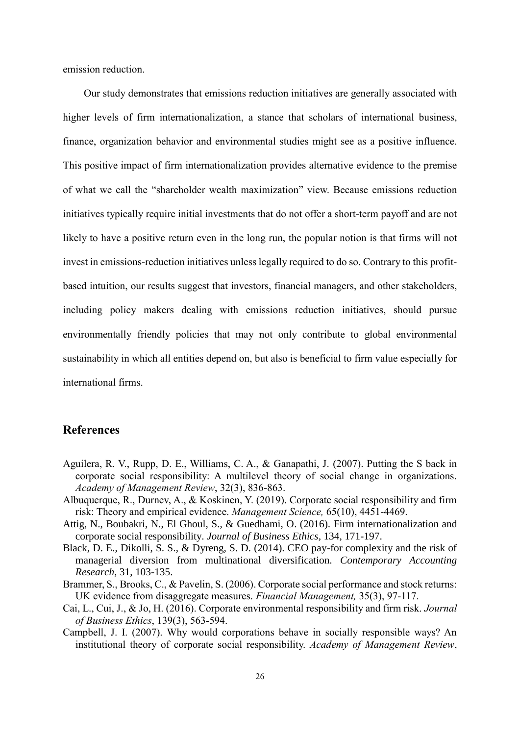emission reduction.

Our study demonstrates that emissions reduction initiatives are generally associated with higher levels of firm internationalization, a stance that scholars of international business, finance, organization behavior and environmental studies might see as a positive influence. This positive impact of firm internationalization provides alternative evidence to the premise of what we call the "shareholder wealth maximization" view. Because emissions reduction initiatives typically require initial investments that do not offer a short-term payoff and are not likely to have a positive return even in the long run, the popular notion is that firms will not invest in emissions-reduction initiatives unless legally required to do so. Contrary to this profit-based intuition, our results suggest that investors, financial managers, and other stakeholders, including policy makers dealing with emissions reduction initiatives, should pursue environmentally friendly policies that may not only contribute to global environmental sustainability in which all entities depend on, but also is beneficial to firm value especially for international firms.

## References

Aguilera, R. V., Rupp, D. E., Williams, C. A., & Ganapathi, J. (2007). Putting the S back in corporate social responsibility: A multilevel theory of social change in organizations. *Academy of Management Review*, 32(3), 836-863.

Albuquerque, R., Durnev, A., & Koskinen, Y. (2019). Corporate social responsibility and firm risk: Theory and empirical evidence. *Management Science,* 65(10), 4451-4469.

Attig, N., Boubakri, N., El Ghoul, S., & Guedhami, O. (2016). Firm internationalization and corporate social responsibility. *Journal of Business Ethics,* 134, 171-197.

Black, D. E., Dikolli, S. S., & Dyreng, S. D. (2014). CEO pay-for complexity and the risk of managerial diversion from multinational diversification. *Contemporary Accounting Research*, 31, 103-135.

Brammer, S., Brooks, C., & Pavelin, S. (2006). Corporate social performance and stock returns: UK evidence from disaggregate measures. *Financial Management,* 35(3), 97-117.

Cai, L., Cui, J., & Jo, H. (2016). Corporate environmental responsibility and firm risk. *Journal of Business Ethics*, 139(3), 563-594.

Campbell, J. I. (2007). Why would corporations behave in socially responsible ways? An institutional theory of corporate social responsibility. *Academy of Management Review*,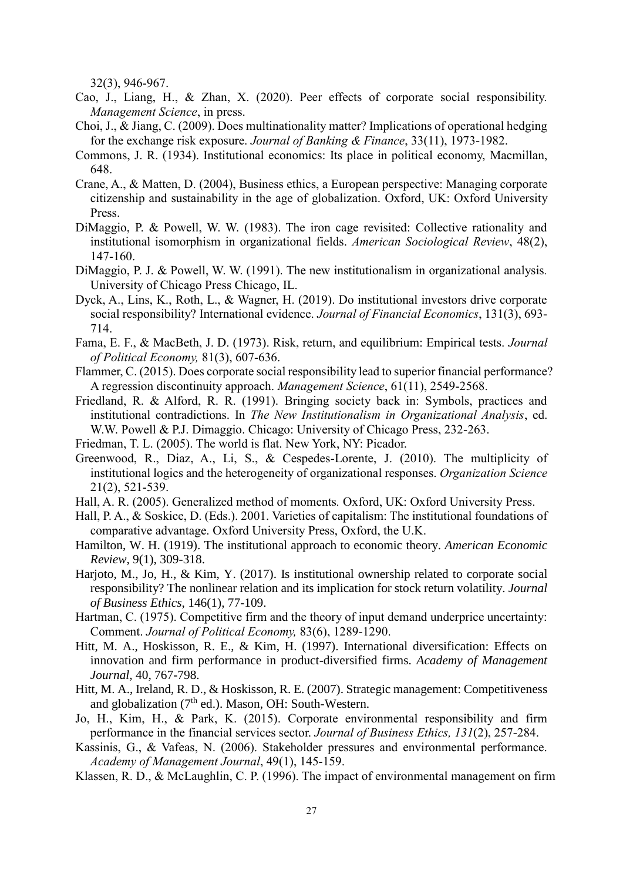32(3), 946-967.

Cao, J., Liang, H., & Zhan, X. (2020). Peer effects of corporate social responsibility. *Management Science*, in press.

Choi, J., & Jiang, C. (2009). Does multinationality matter? Implications of operational hedging for the exchange risk exposure. *Journal of Banking & Finance*, 33(11), 1973-1982.

Commons, J. R. (1934). Institutional economics: Its place in political economy, Macmillan, 648.

Crane, A., & Matten, D. (2004), Business ethics, a European perspective: Managing corporate citizenship and sustainability in the age of globalization. Oxford, UK: Oxford University Press.

DiMaggio, P. & Powell, W. W. (1983). The iron cage revisited: Collective rationality and institutional isomorphism in organizational fields. *American Sociological Review*, 48(2), 147-160.

DiMaggio, P. J. & Powell, W. W. (1991). The new institutionalism in organizational analysis*.* University of Chicago Press Chicago, IL.

Dyck, A., Lins, K., Roth, L., & Wagner, H. (2019). Do institutional investors drive corporate social responsibility? International evidence. *Journal of Financial Economics*, 131(3), 693-714.

Fama, E. F., & MacBeth, J. D. (1973). Risk, return, and equilibrium: Empirical tests. *Journal of Political Economy,* 81(3), 607-636.

Flammer, C. (2015). Does corporate social responsibility lead to superior financial performance? A regression discontinuity approach. *Management Science*, 61(11), 2549-2568.

Friedland, R. & Alford, R. R. (1991). Bringing society back in: Symbols, practices and institutional contradictions. In *The New Institutionalism in Organizational Analysis*, ed. W.W. Powell & P.J. Dimaggio. Chicago: University of Chicago Press, 232-263.

Friedman, T. L. (2005). The world is flat. New York, NY: Picador.

Greenwood, R., Diaz, A., Li, S., & Cespedes-Lorente, J. (2010). The multiplicity of institutional logics and the heterogeneity of organizational responses. *Organization Science* 21(2), 521-539.

Hall, A. R. (2005). Generalized method of moments*.* Oxford, UK: Oxford University Press.

Hall, P. A., & Soskice, D. (Eds.). 2001. Varieties of capitalism: The institutional foundations of comparative advantage. Oxford University Press, Oxford, the U.K.

Hamilton, W. H. (1919). The institutional approach to economic theory. *American Economic Review*, 9(1), 309-318.

Harjoto, M., Jo, H., & Kim, Y. (2017). Is institutional ownership related to corporate social responsibility? The nonlinear relation and its implication for stock return volatility. *Journal of Business Ethics*, 146(1), 77-109.

Hartman, C. (1975). Competitive firm and the theory of input demand underprice uncertainty: Comment. *Journal of Political Economy,* 83(6), 1289-1290.

Hitt, M. A., Hoskisson, R. E., & Kim, H. (1997). International diversification: Effects on innovation and firm performance in product-diversified firms. *Academy of Management Journal*, 40, 767-798.

Hitt, M. A., Ireland, R. D., & Hoskisson, R. E. (2007). Strategic management: Competitiveness and globalization (7th ed.). Mason, OH: South-Western.

Jo, H., Kim, H., & Park, K. (2015). Corporate environmental responsibility and firm performance in the financial services sector. *Journal of Business Ethics, 131*(2), 257-284.

Kassinis, G., & Vafeas, N. (2006). Stakeholder pressures and environmental performance. *Academy of Management Journal*, 49(1), 145-159.

Klassen, R. D., & McLaughlin, C. P. (1996). The impact of environmental management on firm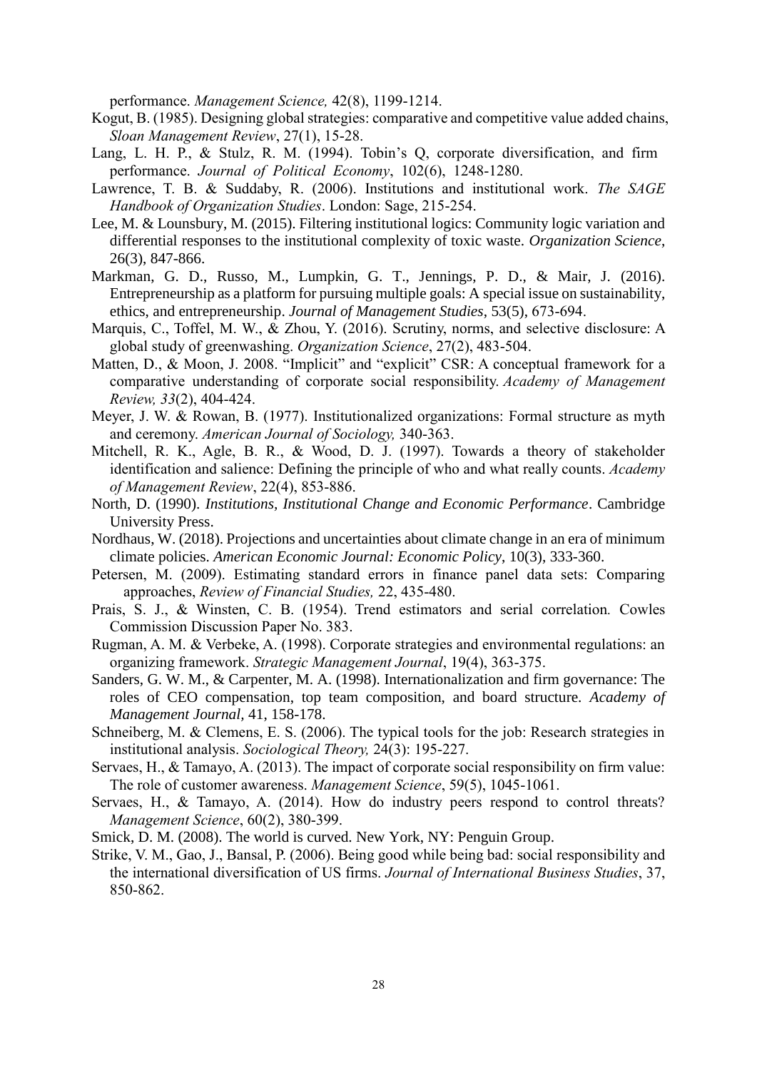performance. *Management Science,* 42(8), 1199-1214.

Kogut, B. (1985). Designing global strategies: comparative and competitive value added chains, *Sloan Management Review*, 27(1), 15-28.

Lang, L. H. P., & Stulz, R. M. (1994). Tobin's Q, corporate diversification, and firm performance. *Journal of Political Economy*, 102(6), 1248-1280.

Lawrence, T. B. & Suddaby, R. (2006). Institutions and institutional work. *The SAGE Handbook of Organization Studies*. London: Sage, 215-254.

Lee, M. & Lounsbury, M. (2015). Filtering institutional logics: Community logic variation and differential responses to the institutional complexity of toxic waste. *Organization Science*, 26(3), 847-866.

Markman, G. D., Russo, M., Lumpkin, G. T., Jennings, P. D., & Mair, J. (2016). Entrepreneurship as a platform for pursuing multiple goals: A special issue on sustainability, ethics, and entrepreneurship. *Journal of Management Studies*, 53(5), 673-694.

Marquis, C., Toffel, M. W., & Zhou, Y. (2016). Scrutiny, norms, and selective disclosure: A global study of greenwashing. *Organization Science*, 27(2), 483-504.

Matten, D., & Moon, J. 2008. "Implicit" and "explicit" CSR: A conceptual framework for a comparative understanding of corporate social responsibility. *Academy of Management Review, 33*(2), 404-424.

Meyer, J. W. & Rowan, B. (1977). Institutionalized organizations: Formal structure as myth and ceremony. *American Journal of Sociology,* 340-363.

Mitchell, R. K., Agle, B. R., & Wood, D. J. (1997). Towards a theory of stakeholder identification and salience: Defining the principle of who and what really counts. *Academy of Management Review*, 22(4), 853-886.

North, D. (1990). *Institutions, Institutional Change and Economic Performance*. Cambridge University Press.

Nordhaus, W. (2018). Projections and uncertainties about climate change in an era of minimum climate policies. *American Economic Journal: Economic Policy*, 10(3), 333-360.

Petersen, M. (2009). Estimating standard errors in finance panel data sets: Comparing approaches, *Review of Financial Studies,* 22, 435-480.

Prais, S. J., & Winsten, C. B. (1954). Trend estimators and serial correlation*.* Cowles Commission Discussion Paper No. 383.

Rugman, A. M. & Verbeke, A. (1998). Corporate strategies and environmental regulations: an organizing framework. *Strategic Management Journal*, 19(4), 363-375.

Sanders, G. W. M., & Carpenter, M. A. (1998). Internationalization and firm governance: The roles of CEO compensation, top team composition, and board structure. *Academy of Management Journal*, 41, 158-178.

Schneiberg, M. & Clemens, E. S. (2006). The typical tools for the job: Research strategies in institutional analysis. *Sociological Theory,* 24(3): 195-227.

Servaes, H., & Tamayo, A. (2013). The impact of corporate social responsibility on firm value: The role of customer awareness. *Management Science*, 59(5), 1045-1061.

Servaes, H., & Tamayo, A. (2014). How do industry peers respond to control threats? *Management Science*, 60(2), 380-399.

Smick, D. M. (2008). The world is curved. New York, NY: Penguin Group.

Strike, V. M., Gao, J., Bansal, P. (2006). Being good while being bad: social responsibility and the international diversification of US firms. *Journal of International Business Studies*, 37, 850-862.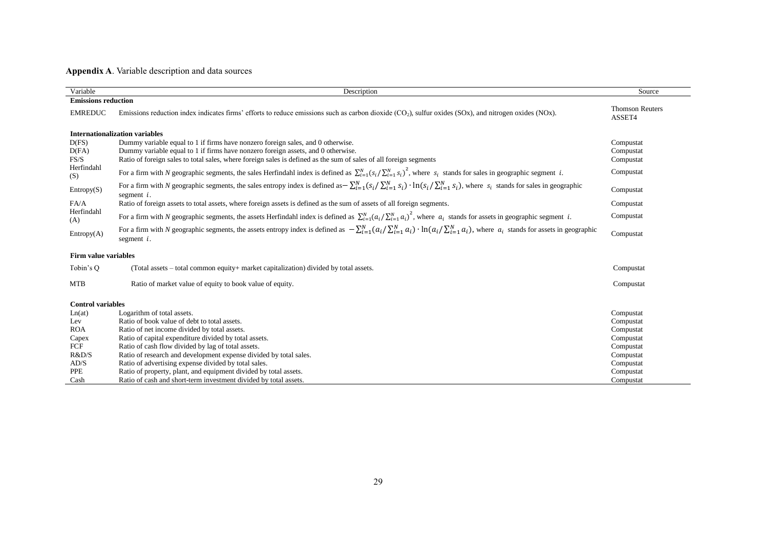**Appendix A**. Variable description and data sources

| Variable | Description | Source |
|---|---|---|
| **Emissions reduction** | | |
| EMREDUC | Emissions reduction index indicates firms' efforts to reduce emissions such as carbon dioxide ($CO_2$), sulfur oxides (SOx), and nitrogen oxides (NOx). | Thomson Reuters ASSET4 |
| **Internationalization variables** | | |
| D(FS) | Dummy variable equal to 1 if firms have nonzero foreign sales, and 0 otherwise. | Compustat |
| D(FA) | Dummy variable equal to 1 if firms have nonzero foreign assets, and 0 otherwise. | Compustat |
| FS/S | Ratio of foreign sales to total sales, where foreign sales is defined as the sum of sales of all foreign segments | Compustat |
| Herfindahl (S) | For a firm with *N* geographic segments, the sales Herfindahl index is defined as $\sum_{i=1}^{N}(s_i/\sum_{i=1}^{N}s_i)^2$, where $s_i$ stands for sales in geographic segment $i$. | Compustat |
| Entropy(S) | For a firm with *N* geographic segments, the sales entropy index is defined as $-\sum_{i=1}^{N}(s_i/\sum_{i=1}^{N}s_i)\cdot\ln(s_i/\sum_{i=1}^{N}s_i)$, where $s_i$ stands for sales in geographic segment $i$. | Compustat |
| FA/A | Ratio of foreign assets to total assets, where foreign assets is defined as the sum of assets of all foreign segments. | Compustat |
| Herfindahl (A) | For a firm with *N* geographic segments, the assets Herfindahl index is defined as $\sum_{i=1}^{N}(a_i/\sum_{i=1}^{N}a_i)^2$, where $a_i$ stands for assets in geographic segment $i$. | Compustat |
| Entropy(A) | For a firm with *N* geographic segments, the assets entropy index is defined as $-\sum_{i=1}^{N}(a_i/\sum_{i=1}^{N}a_i)\cdot\ln(a_i/\sum_{i=1}^{N}a_i)$, where $a_i$ stands for assets in geographic segment $i$. | Compustat |
| **Firm value variables** | | |
| Tobin's Q | (Total assets – total common equity+ market capitalization) divided by total assets. | Compustat |
| MTB | Ratio of market value of equity to book value of equity. | Compustat |
| **Control variables** | | |
| Ln(at) | Logarithm of total assets. | Compustat |
| Lev | Ratio of book value of debt to total assets. | Compustat |
| ROA | Ratio of net income divided by total assets. | Compustat |
| Capex | Ratio of capital expenditure divided by total assets. | Compustat |
| FCF | Ratio of cash flow divided by lag of total assets. | Compustat |
| R&D/S | Ratio of research and development expense divided by total sales. | Compustat |
| AD/S | Ratio of advertising expense divided by total sales. | Compustat |
| PPE | Ratio of property, plant, and equipment divided by total assets. | Compustat |
| Cash | Ratio of cash and short-term investment divided by total assets. | Compustat |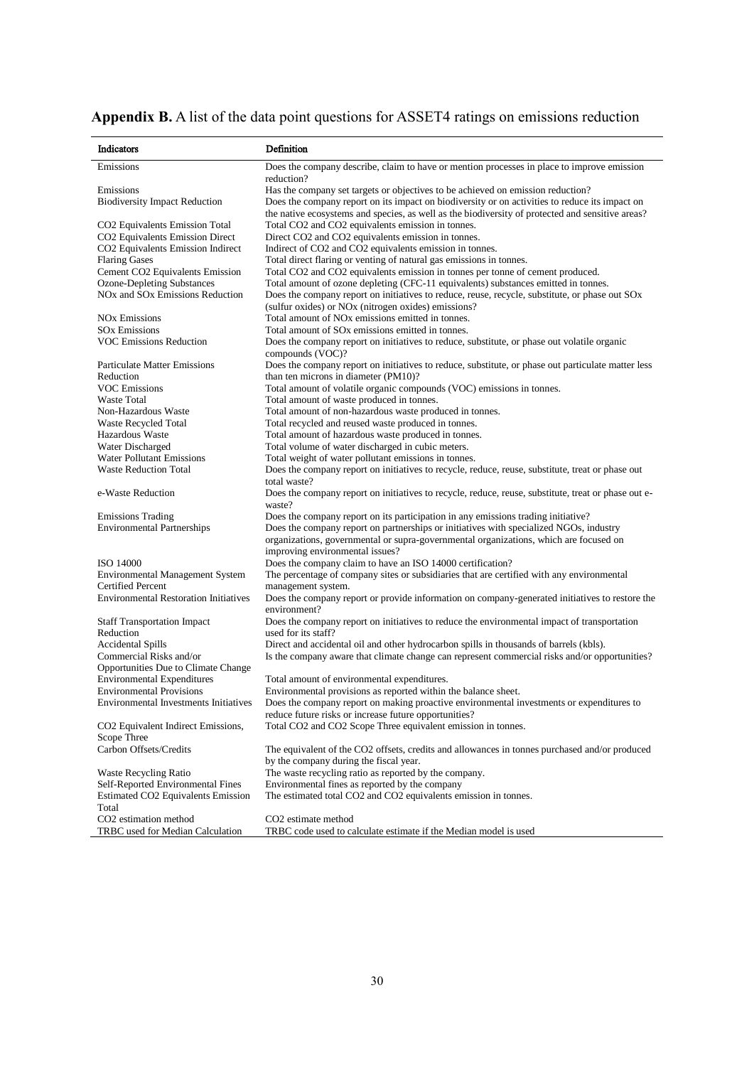**Appendix B.** A list of the data point questions for ASSET4 ratings on emissions reduction

| Indicators | Definition |
|---|---|
| Emissions | Does the company describe, claim to have or mention processes in place to improve emission reduction? |
| Emissions | Has the company set targets or objectives to be achieved on emission reduction? |
| Biodiversity Impact Reduction | Does the company report on its impact on biodiversity or on activities to reduce its impact on the native ecosystems and species, as well as the biodiversity of protected and sensitive areas? |
| $CO_2$ Equivalents Emission Total | Total $CO_2$ and $CO_2$ equivalents emission in tonnes. |
| $CO_2$ Equivalents Emission Direct | Direct $CO_2$ and $CO_2$ equivalents emission in tonnes. |
| $CO_2$ Equivalents Emission Indirect | Indirect of $CO_2$ and $CO_2$ equivalents emission in tonnes. |
| Flaring Gases | Total direct flaring or venting of natural gas emissions in tonnes. |
| Cement $CO_2$ Equivalents Emission | Total $CO_2$ and $CO_2$ equivalents emission in tonnes per tonne of cement produced. |
| Ozone-Depleting Substances | Total amount of ozone depleting (CFC-11 equivalents) substances emitted in tonnes. |
| $NO_x$ and $SO_x$ Emissions Reduction | Does the company report on initiatives to reduce, reuse, recycle, substitute, or phase out $SO_x$ (sulfur oxides) or $NO_x$ (nitrogen oxides) emissions? |
| $NO_x$ Emissions | Total amount of $NO_x$ emissions emitted in tonnes. |
| $SO_x$ Emissions | Total amount of $SO_x$ emissions emitted in tonnes. |
| VOC Emissions Reduction | Does the company report on initiatives to reduce, substitute, or phase out volatile organic compounds (VOC)? |
| Particulate Matter Emissions Reduction | Does the company report on initiatives to reduce, substitute, or phase out particulate matter less than ten microns in diameter (PM10)? |
| VOC Emissions | Total amount of volatile organic compounds (VOC) emissions in tonnes. |
| Waste Total | Total amount of waste produced in tonnes. |
| Non-Hazardous Waste | Total amount of non-hazardous waste produced in tonnes. |
| Waste Recycled Total | Total recycled and reused waste produced in tonnes. |
| Hazardous Waste | Total amount of hazardous waste produced in tonnes. |
| Water Discharged | Total volume of water discharged in cubic meters. |
| Water Pollutant Emissions | Total weight of water pollutant emissions in tonnes. |
| Waste Reduction Total | Does the company report on initiatives to recycle, reduce, reuse, substitute, treat or phase out total waste? |
| e-Waste Reduction | Does the company report on initiatives to recycle, reduce, reuse, substitute, treat or phase out e-waste? |
| Emissions Trading | Does the company report on its participation in any emissions trading initiative? |
| Environmental Partnerships | Does the company report on partnerships or initiatives with specialized NGOs, industry organizations, governmental or supra-governmental organizations, which are focused on improving environmental issues? |
| ISO 14000 | Does the company claim to have an ISO 14000 certification? |
| Environmental Management System Certified Percent | The percentage of company sites or subsidiaries that are certified with any environmental management system. |
| Environmental Restoration Initiatives | Does the company report or provide information on company-generated initiatives to restore the environment? |
| Staff Transportation Impact Reduction | Does the company report on initiatives to reduce the environmental impact of transportation used for its staff? |
| Accidental Spills | Direct and accidental oil and other hydrocarbon spills in thousands of barrels (kbls). |
| Commercial Risks and/or Opportunities Due to Climate Change | Is the company aware that climate change can represent commercial risks and/or opportunities? |
| Environmental Expenditures | Total amount of environmental expenditures. |
| Environmental Provisions | Environmental provisions as reported within the balance sheet. |
| Environmental Investments Initiatives | Does the company report on making proactive environmental investments or expenditures to reduce future risks or increase future opportunities? |
| $CO_2$ Equivalent Indirect Emissions, Scope Three | Total $CO_2$ and $CO_2$ Scope Three equivalent emission in tonnes. |
| Carbon Offsets/Credits | The equivalent of the $CO_2$ offsets, credits and allowances in tonnes purchased and/or produced by the company during the fiscal year. |
| Waste Recycling Ratio | The waste recycling ratio as reported by the company. |
| Self-Reported Environmental Fines | Environmental fines as reported by the company |
| Estimated $CO_2$ Equivalents Emission Total | The estimated total $CO_2$ and $CO_2$ equivalents emission in tonnes. |
| $CO_2$ estimation method | $CO_2$ estimate method |
| TRBC used for Median Calculation | TRBC code used to calculate estimate if the Median model is used |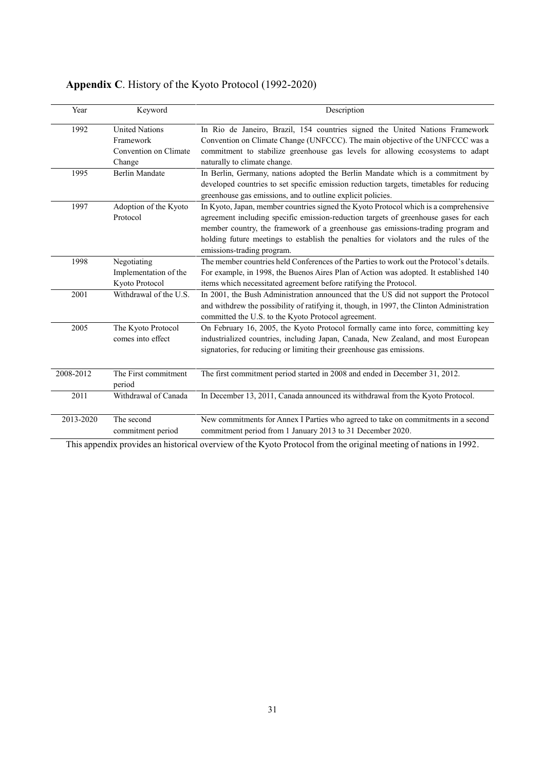**Appendix C**. History of the Kyoto Protocol (1992-2020)

| Year | Keyword | Description |
|---|---|---|
| 1992 | United Nations Framework Convention on Climate Change | In Rio de Janeiro, Brazil, 154 countries signed the United Nations Framework Convention on Climate Change (UNFCCC). The main objective of the UNFCCC was a commitment to stabilize greenhouse gas levels for allowing ecosystems to adapt naturally to climate change. |
| 1995 | Berlin Mandate | In Berlin, Germany, nations adopted the Berlin Mandate which is a commitment by developed countries to set specific emission reduction targets, timetables for reducing greenhouse gas emissions, and to outline explicit policies. |
| 1997 | Adoption of the Kyoto Protocol | In Kyoto, Japan, member countries signed the Kyoto Protocol which is a comprehensive agreement including specific emission-reduction targets of greenhouse gases for each member country, the framework of a greenhouse gas emissions-trading program and holding future meetings to establish the penalties for violators and the rules of the emissions-trading program. |
| 1998 | Negotiating Implementation of the Kyoto Protocol | The member countries held Conferences of the Parties to work out the Protocol's details. For example, in 1998, the Buenos Aires Plan of Action was adopted. It established 140 items which necessitated agreement before ratifying the Protocol. |
| 2001 | Withdrawal of the U.S. | In 2001, the Bush Administration announced that the US did not support the Protocol and withdrew the possibility of ratifying it, though, in 1997, the Clinton Administration committed the U.S. to the Kyoto Protocol agreement. |
| 2005 | The Kyoto Protocol comes into effect | On February 16, 2005, the Kyoto Protocol formally came into force, committing key industrialized countries, including Japan, Canada, New Zealand, and most European signatories, for reducing or limiting their greenhouse gas emissions. |
| 2008-2012 | The First commitment period | The first commitment period started in 2008 and ended in December 31, 2012. |
| 2011 | Withdrawal of Canada | In December 13, 2011, Canada announced its withdrawal from the Kyoto Protocol. |
| 2013-2020 | The second commitment period | New commitments for Annex I Parties who agreed to take on commitments in a second commitment period from 1 January 2013 to 31 December 2020. |

This appendix provides an historical overview of the Kyoto Protocol from the original meeting of nations in 1992.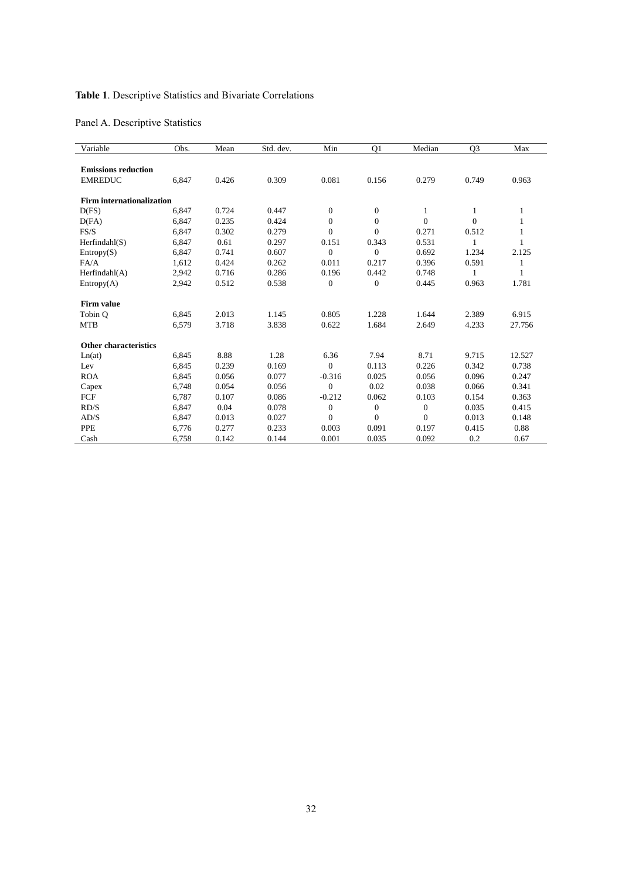**Table 1**. Descriptive Statistics and Bivariate Correlations

Panel A. Descriptive Statistics

| Variable | Obs. | Mean | Std. dev. | Min | Q1 | Median | Q3 | Max |
|---|---|---|---|---|---|---|---|---|
| **Emissions reduction** | | | | | | | | |
| EMREDUC | 6,847 | 0.426 | 0.309 | 0.081 | 0.156 | 0.279 | 0.749 | 0.963 |
| **Firm internationalization** | | | | | | | | |
| D(FS) | 6,847 | 0.724 | 0.447 | 0 | 0 | 1 | 1 | 1 |
| D(FA) | 6,847 | 0.235 | 0.424 | 0 | 0 | 0 | 0 | 1 |
| FS/S | 6,847 | 0.302 | 0.279 | 0 | 0 | 0.271 | 0.512 | 1 |
| Herfindahl(S) | 6,847 | 0.61 | 0.297 | 0.151 | 0.343 | 0.531 | 1 | 1 |
| Entropy(S) | 6,847 | 0.741 | 0.607 | 0 | 0 | 0.692 | 1.234 | 2.125 |
| FA/A | 1,612 | 0.424 | 0.262 | 0.011 | 0.217 | 0.396 | 0.591 | 1 |
| Herfindahl(A) | 2,942 | 0.716 | 0.286 | 0.196 | 0.442 | 0.748 | 1 | 1 |
| Entropy(A) | 2,942 | 0.512 | 0.538 | 0 | 0 | 0.445 | 0.963 | 1.781 |
| **Firm value** | | | | | | | | |
| Tobin Q | 6,845 | 2.013 | 1.145 | 0.805 | 1.228 | 1.644 | 2.389 | 6.915 |
| MTB | 6,579 | 3.718 | 3.838 | 0.622 | 1.684 | 2.649 | 4.233 | 27.756 |
| **Other characteristics** | | | | | | | | |
| Ln(at) | 6,845 | 8.88 | 1.28 | 6.36 | 7.94 | 8.71 | 9.715 | 12.527 |
| Lev | 6,845 | 0.239 | 0.169 | 0 | 0.113 | 0.226 | 0.342 | 0.738 |
| ROA | 6,845 | 0.056 | 0.077 | -0.316 | 0.025 | 0.056 | 0.096 | 0.247 |
| Capex | 6,748 | 0.054 | 0.056 | 0 | 0.02 | 0.038 | 0.066 | 0.341 |
| FCF | 6,787 | 0.107 | 0.086 | -0.212 | 0.062 | 0.103 | 0.154 | 0.363 |
| RD/S | 6,847 | 0.04 | 0.078 | 0 | 0 | 0 | 0.035 | 0.415 |
| AD/S | 6,847 | 0.013 | 0.027 | 0 | 0 | 0 | 0.013 | 0.148 |
| PPE | 6,776 | 0.277 | 0.233 | 0.003 | 0.091 | 0.197 | 0.415 | 0.88 |
| Cash | 6,758 | 0.142 | 0.144 | 0.001 | 0.035 | 0.092 | 0.2 | 0.67 |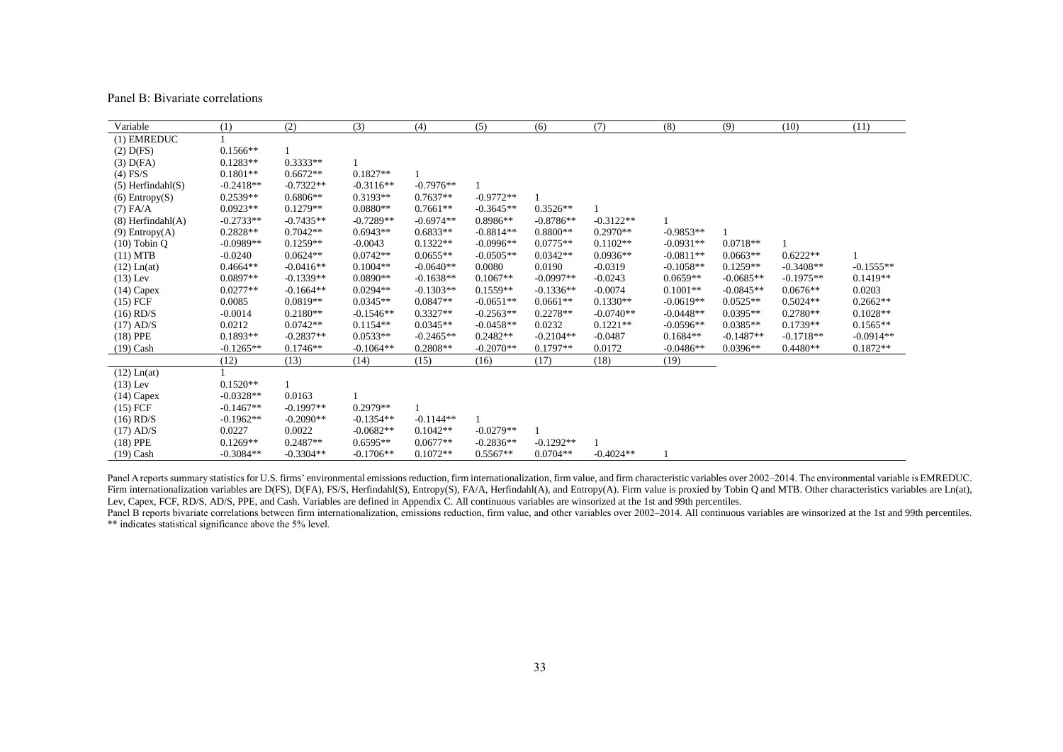Panel B: Bivariate correlations

| Variable | (1) | (2) | (3) | (4) | (5) | (6) | (7) | (8) | (9) | (10) | (11) |
|---|---|---|---|---|---|---|---|---|---|---|---|
| (1) EMREDUC | 1 | | | | | | | | | | |
| (2) D(FS) | 0.1566** | 1 | | | | | | | | | |
| (3) D(FA) | 0.1283** | 0.3333** | 1 | | | | | | | | |
| (4) FS/S | 0.1801** | 0.6672** | 0.1827** | 1 | | | | | | | |
| (5) Herfindahl(S) | -0.2418** | -0.7322** | -0.3116** | -0.7976** | 1 | | | | | | |
| (6) Entropy(S) | 0.2539** | 0.6806** | 0.3193** | 0.7637** | -0.9772** | 1 | | | | | |
| (7) FA/A | 0.0923** | 0.1279** | 0.0880** | 0.7661** | -0.3645** | 0.3526** | 1 | | | | |
| (8) Herfindahl(A) | -0.2733** | -0.7435** | -0.7289** | -0.6974** | 0.8986** | -0.8786** | -0.3122** | 1 | | | |
| (9) Entropy(A) | 0.2828** | 0.7042** | 0.6943** | 0.6833** | -0.8814** | 0.8800** | 0.2970** | -0.9853** | 1 | | |
| (10) Tobin Q | -0.0989** | 0.1259** | -0.0043 | 0.1322** | -0.0996** | 0.0775** | 0.1102** | -0.0931** | 0.0718** | 1 | |
| (11) MTB | -0.0240 | 0.0624** | 0.0742** | 0.0655** | -0.0505** | 0.0342** | 0.0936** | -0.0811** | 0.0663** | 0.6222** | 1 |
| (12) Ln(at) | 0.4664** | -0.0416** | 0.1004** | -0.0640** | 0.0080 | 0.0190 | -0.0319 | -0.1058** | 0.1259** | -0.3408** | -0.1555** |
| (13) Lev | 0.0897** | -0.1339** | 0.0890** | -0.1638** | 0.1067** | -0.0997** | -0.0243 | 0.0659** | -0.0685** | -0.1975** | 0.1419** |
| (14) Capex | 0.0277** | -0.1664** | 0.0294** | -0.1303** | 0.1559** | -0.1336** | -0.0074 | 0.1001** | -0.0845** | 0.0676** | 0.0203 |
| (15) FCF | 0.0085 | 0.0819** | 0.0345** | 0.0847** | -0.0651** | 0.0661** | 0.1330** | -0.0619** | 0.0525** | 0.5024** | 0.2662** |
| (16) RD/S | -0.0014 | 0.2180** | -0.1546** | 0.3327** | -0.2563** | 0.2278** | -0.0740** | -0.0448** | 0.0395** | 0.2780** | 0.1028** |
| (17) AD/S | 0.0212 | 0.0742** | 0.1154** | 0.0345** | -0.0458** | 0.0232 | 0.1221** | -0.0596** | 0.0385** | 0.1739** | 0.1565** |
| (18) PPE | 0.1893** | -0.2837** | 0.0533** | -0.2465** | 0.2482** | -0.2104** | -0.0487 | 0.1684** | -0.1487** | -0.1718** | -0.0914** |
| (19) Cash | -0.1265** | 0.1746** | -0.1064** | 0.2808** | -0.2070** | 0.1797** | 0.0172 | -0.0486** | 0.0396** | 0.4480** | 0.1872** |
| | (12) | (13) | (14) | (15) | (16) | (17) | (18) | (19) | | | |
| (12) Ln(at) | 1 | | | | | | | | | | |
| (13) Lev | 0.1520** | 1 | | | | | | | | | |
| (14) Capex | -0.0328** | 0.0163 | 1 | | | | | | | | |
| (15) FCF | -0.1467** | -0.1997** | 0.2979** | 1 | | | | | | | |
| (16) RD/S | -0.1962** | -0.2090** | -0.1354** | -0.1144** | 1 | | | | | | |
| (17) AD/S | 0.0227 | 0.0022 | -0.0682** | 0.1042** | -0.0279** | 1 | | | | | |
| (18) PPE | 0.1269** | 0.2487** | 0.6595** | 0.0677** | -0.2836** | -0.1292** | 1 | | | | |
| (19) Cash | -0.3084** | -0.3304** | -0.1706** | 0.1072** | 0.5567** | 0.0704** | -0.4024** | 1 | | | |

Panel A reports summary statistics for U.S. firms' environmental emissions reduction, firm internationalization, firm value, and firm characteristic variables over 2002–2014. The environmental variable is EMREDUC. Firm internationalization variables are D(FS), D(FA), FS/S, Herfindahl(S), Entropy(S), FA/A, Herfindahl(A), and Entropy(A). Firm value is proxied by Tobin Q and MTB. Other characteristics variables are Ln(at), Lev, Capex, FCF, RD/S, AD/S, PPE, and Cash. Variables are defined in Appendix C. All continuous variables are winsorized at the 1st and 99th percentiles.

Panel B reports bivariate correlations between firm internationalization, emissions reduction, firm value, and other variables over 2002–2014. All continuous variables are winsorized at the 1st and 99th percentiles.

** indicates statistical significance above the 5% level.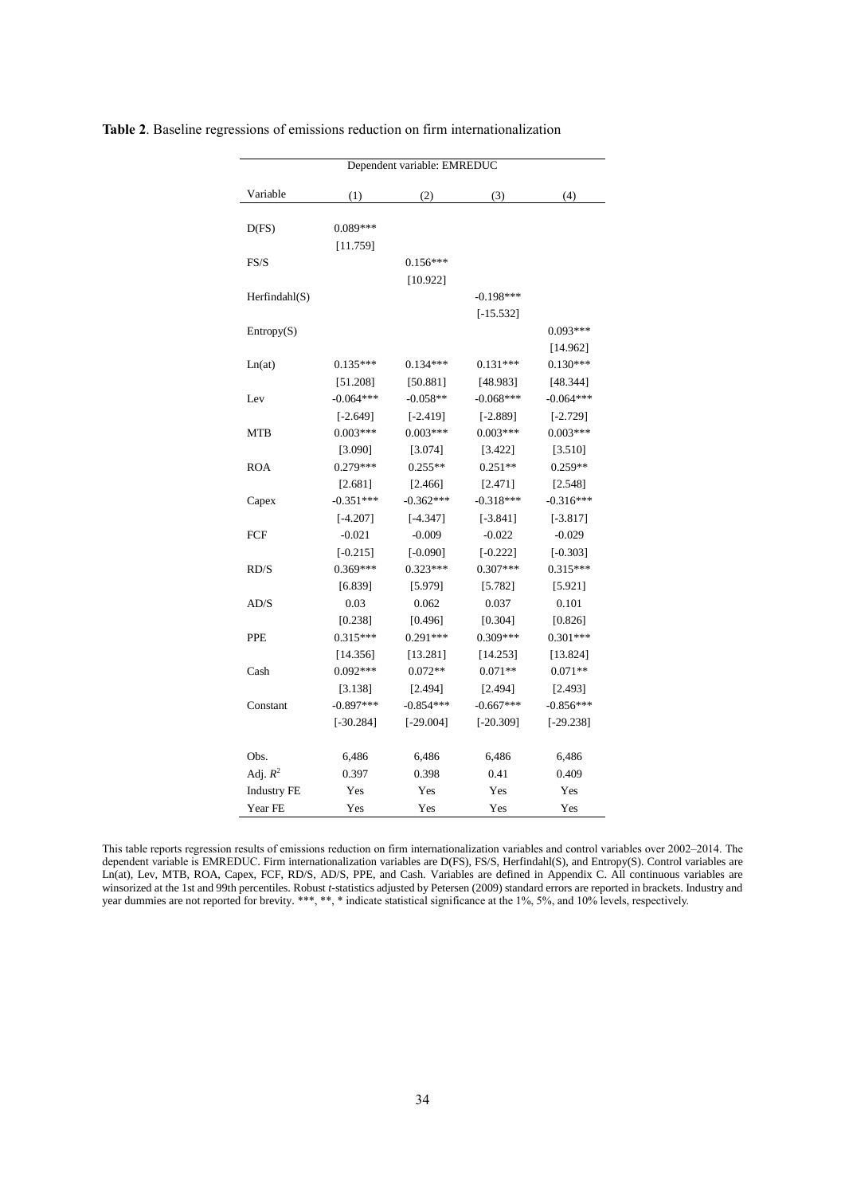**Table 2**. Baseline regressions of emissions reduction on firm internationalization

| Dependent variable: EMREDUC | | | | |
|---|---|---|---|---|
| Variable | (1) | (2) | (3) | (4) |
| D(FS) | 0.089*** | | | |
| | [11.759] | | | |
| FS/S | | 0.156*** | | |
| | | [10.922] | | |
| Herfindahl(S) | | | -0.198*** | |
| | | | [-15.532] | |
| Entropy(S) | | | | 0.093*** |
| | | | | [14.962] |
| Ln(at) | 0.135*** | 0.134*** | 0.131*** | 0.130*** |
| | [51.208] | [50.881] | [48.983] | [48.344] |
| Lev | -0.064*** | -0.058** | -0.068*** | -0.064*** |
| | [-2.649] | [-2.419] | [-2.889] | [-2.729] |
| MTB | 0.003*** | 0.003*** | 0.003*** | 0.003*** |
| | [3.090] | [3.074] | [3.422] | [3.510] |
| ROA | 0.279*** | 0.255** | 0.251** | 0.259** |
| | [2.681] | [2.466] | [2.471] | [2.548] |
| Capex | -0.351*** | -0.362*** | -0.318*** | -0.316*** |
| | [-4.207] | [-4.347] | [-3.841] | [-3.817] |
| FCF | -0.021 | -0.009 | -0.022 | -0.029 |
| | [-0.215] | [-0.090] | [-0.222] | [-0.303] |
| RD/S | 0.369*** | 0.323*** | 0.307*** | 0.315*** |
| | [6.839] | [5.979] | [5.782] | [5.921] |
| AD/S | 0.03 | 0.062 | 0.037 | 0.101 |
| | [0.238] | [0.496] | [0.304] | [0.826] |
| PPE | 0.315*** | 0.291*** | 0.309*** | 0.301*** |
| | [14.356] | [13.281] | [14.253] | [13.824] |
| Cash | 0.092*** | 0.072** | 0.071** | 0.071** |
| | [3.138] | [2.494] | [2.494] | [2.493] |
| Constant | -0.897*** | -0.854*** | -0.667*** | -0.856*** |
| | [-30.284] | [-29.004] | [-20.309] | [-29.238] |
| Obs. | 6,486 | 6,486 | 6,486 | 6,486 |
| Adj. $R^2$ | 0.397 | 0.398 | 0.41 | 0.409 |
| Industry FE | Yes | Yes | Yes | Yes |
| Year FE | Yes | Yes | Yes | Yes |

This table reports regression results of emissions reduction on firm internationalization variables and control variables over 2002–2014. The dependent variable is EMREDUC. Firm internationalization variables are D(FS), FS/S, Herfindahl(S), and Entropy(S). Control variables are Ln(at), Lev, MTB, ROA, Capex, FCF, RD/S, AD/S, PPE, and Cash. Variables are defined in Appendix C. All continuous variables are winsorized at the 1st and 99th percentiles. Robust *t*-statistics adjusted by Petersen (2009) standard errors are reported in brackets. Industry and year dummies are not reported for brevity. ***, **, * indicate statistical significance at the 1%, 5%, and 10% levels, respectively.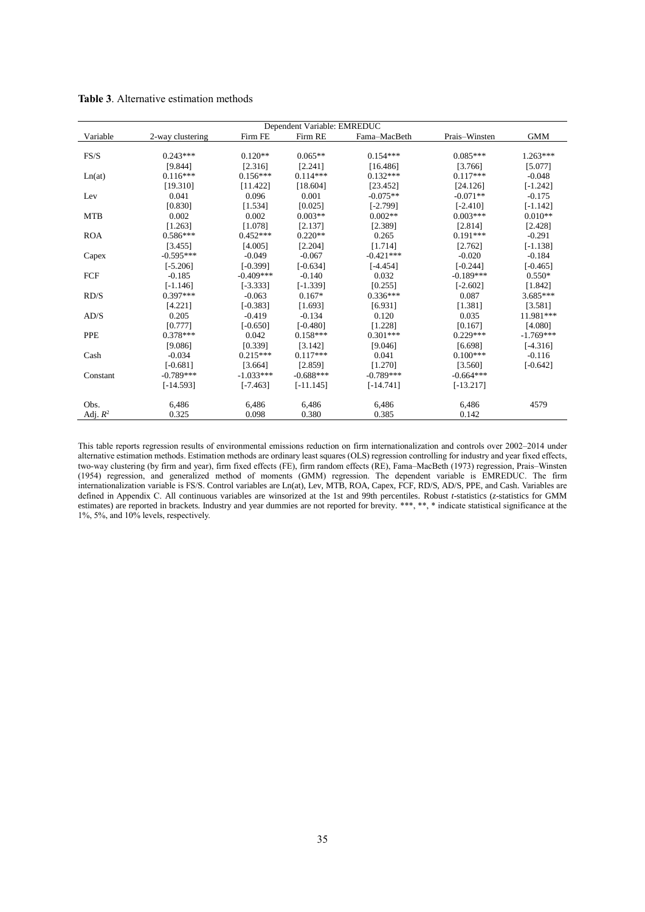**Table 3**. Alternative estimation methods

| | Dependent Variable: EMREDUC | | | | | |
|---|---|---|---|---|---|---|
| Variable | 2-way clustering | Firm FE | Firm RE | Fama–MacBeth | Prais–Winsten | GMM |
| FS/S | 0.243*** | 0.120** | 0.065** | 0.154*** | 0.085*** | 1.263*** |
| | [9.844] | [2.316] | [2.241] | [16.486] | [3.766] | [5.077] |
| Ln(at) | 0.116*** | 0.156*** | 0.114*** | 0.132*** | 0.117*** | -0.048 |
| | [19.310] | [11.422] | [18.604] | [23.452] | [24.126] | [-1.242] |
| Lev | 0.041 | 0.096 | 0.001 | -0.075** | -0.071** | -0.175 |
| | [0.830] | [1.534] | [0.025] | [-2.799] | [-2.410] | [-1.142] |
| MTB | 0.002 | 0.002 | 0.003** | 0.002** | 0.003*** | 0.010** |
| | [1.263] | [1.078] | [2.137] | [2.389] | [2.814] | [2.428] |
| ROA | 0.586*** | 0.452*** | 0.220** | 0.265 | 0.191*** | -0.291 |
| | [3.455] | [4.005] | [2.204] | [1.714] | [2.762] | [-1.138] |
| Capex | -0.595*** | -0.049 | -0.067 | -0.421*** | -0.020 | -0.184 |
| | [-5.206] | [-0.399] | [-0.634] | [-4.454] | [-0.244] | [-0.465] |
| FCF | -0.185 | -0.409*** | -0.140 | 0.032 | -0.189*** | 0.550* |
| | [-1.146] | [-3.333] | [-1.339] | [0.255] | [-2.602] | [1.842] |
| RD/S | 0.397*** | -0.063 | 0.167* | 0.336*** | 0.087 | 3.685*** |
| | [4.221] | [-0.383] | [1.693] | [6.931] | [1.381] | [3.581] |
| AD/S | 0.205 | -0.419 | -0.134 | 0.120 | 0.035 | 11.981*** |
| | [0.777] | [-0.650] | [-0.480] | [1.228] | [0.167] | [4.080] |
| PPE | 0.378*** | 0.042 | 0.158*** | 0.301*** | 0.229*** | -1.769*** |
| | [9.086] | [0.339] | [3.142] | [9.046] | [6.698] | [-4.316] |
| Cash | -0.034 | 0.215*** | 0.117*** | 0.041 | 0.100*** | -0.116 |
| | [-0.681] | [3.664] | [2.859] | [1.270] | [3.560] | [-0.642] |
| Constant | -0.789*** | -1.033*** | -0.688*** | -0.789*** | -0.664*** | |
| | [-14.593] | [-7.463] | [-11.145] | [-14.741] | [-13.217] | |
| Obs. | 6,486 | 6,486 | 6,486 | 6,486 | 6,486 | 4579 |
| Adj. $R^2$ | 0.325 | 0.098 | 0.380 | 0.385 | 0.142 | |

This table reports regression results of environmental emissions reduction on firm internationalization and controls over 2002–2014 under alternative estimation methods. Estimation methods are ordinary least squares (OLS) regression controlling for industry and year fixed effects, two-way clustering (by firm and year), firm fixed effects (FE), firm random effects (RE), Fama–MacBeth (1973) regression, Prais–Winsten (1954) regression, and generalized method of moments (GMM) regression. The dependent variable is EMREDUC. The firm internationalization variable is FS/S. Control variables are Ln(at), Lev, MTB, ROA, Capex, FCF, RD/S, AD/S, PPE, and Cash. Variables are defined in Appendix C. All continuous variables are winsorized at the 1st and 99th percentiles. Robust *t*-statistics (*z*-statistics for GMM estimates) are reported in brackets. Industry and year dummies are not reported for brevity. ***, **, * indicate statistical significance at the 1%, 5%, and 10% levels, respectively.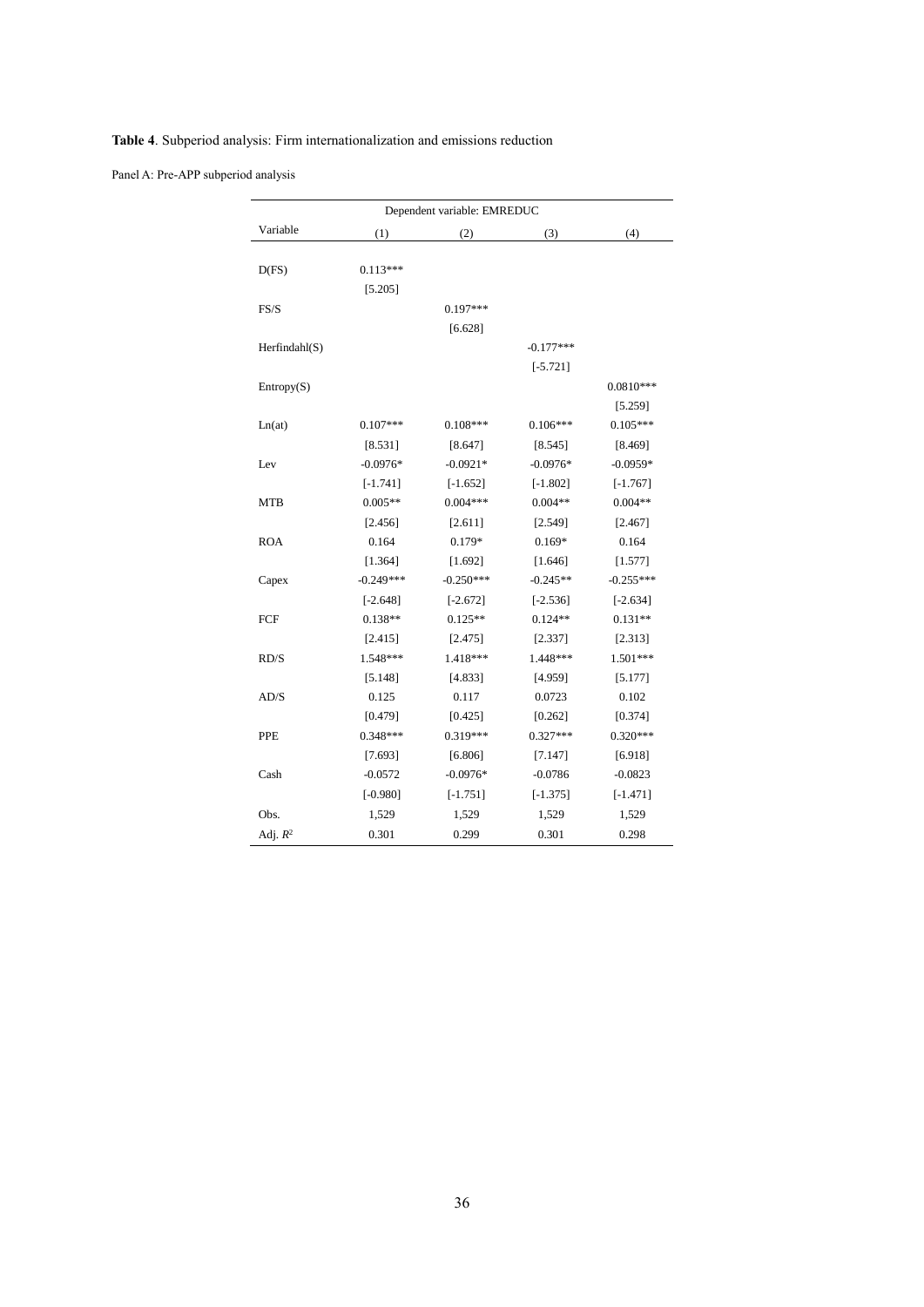**Table 4**. Subperiod analysis: Firm internationalization and emissions reduction

Panel A: Pre-APP subperiod analysis

| | Dependent variable: EMREDUC | | | |
|---|---|---|---|---|
| Variable | (1) | (2) | (3) | (4) |
| D(FS) | 0.113*** | | | |
| | [5.205] | | | |
| FS/S | | 0.197*** | | |
| | | [6.628] | | |
| Herfindahl(S) | | | -0.177*** | |
| | | | [-5.721] | |
| Entropy(S) | | | | 0.0810*** |
| | | | | [5.259] |
| Ln(at) | 0.107*** | 0.108*** | 0.106*** | 0.105*** |
| | [8.531] | [8.647] | [8.545] | [8.469] |
| Lev | -0.0976* | -0.0921* | -0.0976* | -0.0959* |
| | [-1.741] | [-1.652] | [-1.802] | [-1.767] |
| MTB | 0.005** | 0.004*** | 0.004** | 0.004** |
| | [2.456] | [2.611] | [2.549] | [2.467] |
| ROA | 0.164 | 0.179* | 0.169* | 0.164 |
| | [1.364] | [1.692] | [1.646] | [1.577] |
| Capex | -0.249*** | -0.250*** | -0.245** | -0.255*** |
| | [-2.648] | [-2.672] | [-2.536] | [-2.634] |
| FCF | 0.138** | 0.125** | 0.124** | 0.131** |
| | [2.415] | [2.475] | [2.337] | [2.313] |
| RD/S | 1.548*** | 1.418*** | 1.448*** | 1.501*** |
| | [5.148] | [4.833] | [4.959] | [5.177] |
| AD/S | 0.125 | 0.117 | 0.0723 | 0.102 |
| | [0.479] | [0.425] | [0.262] | [0.374] |
| PPE | 0.348*** | 0.319*** | 0.327*** | 0.320*** |
| | [7.693] | [6.806] | [7.147] | [6.918] |
| Cash | -0.0572 | -0.0976* | -0.0786 | -0.0823 |
| | [-0.980] | [-1.751] | [-1.375] | [-1.471] |
| Obs. | 1,529 | 1,529 | 1,529 | 1,529 |
| Adj. $R^2$ | 0.301 | 0.299 | 0.301 | 0.298 |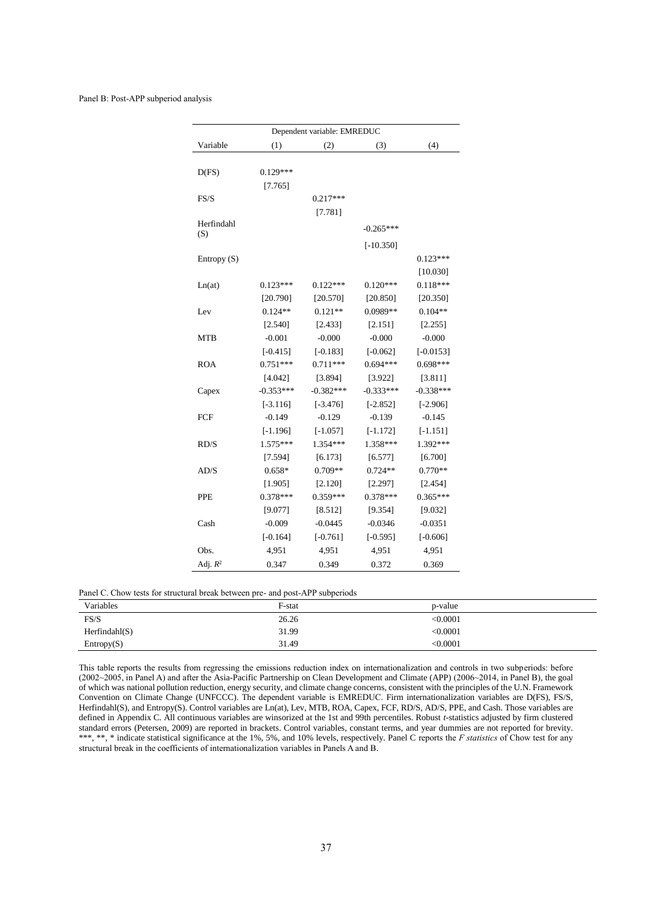Panel B: Post-APP subperiod analysis

| Dependent variable: EMREDUC | | | | |
|---|---|---|---|---|
| Variable | (1) | (2) | (3) | (4) |
| D(FS) | 0.129*** | | | |
| | [7.765] | | | |
| FS/S | | 0.217*** | | |
| | | [7.781] | | |
| Herfindahl (S) | | | -0.265*** | |
| | | | [-10.350] | |
| Entropy (S) | | | | 0.123*** |
| | | | | [10.030] |
| Ln(at) | 0.123*** | 0.122*** | 0.120*** | 0.118*** |
| | [20.790] | [20.570] | [20.850] | [20.350] |
| Lev | 0.124** | 0.121** | 0.0989** | 0.104** |
| | [2.540] | [2.433] | [2.151] | [2.255] |
| MTB | -0.001 | -0.000 | -0.000 | -0.000 |
| | [-0.415] | [-0.183] | [-0.062] | [-0.0153] |
| ROA | 0.751*** | 0.711*** | 0.694*** | 0.698*** |
| | [4.042] | [3.894] | [3.922] | [3.811] |
| Capex | -0.353*** | -0.382*** | -0.333*** | -0.338*** |
| | [-3.116] | [-3.476] | [-2.852] | [-2.906] |
| FCF | -0.149 | -0.129 | -0.139 | -0.145 |
| | [-1.196] | [-1.057] | [-1.172] | [-1.151] |
| RD/S | 1.575*** | 1.354*** | 1.358*** | 1.392*** |
| | [7.594] | [6.173] | [6.577] | [6.700] |
| AD/S | 0.658* | 0.709** | 0.724** | 0.770** |
| | [1.905] | [2.120] | [2.297] | [2.454] |
| PPE | 0.378*** | 0.359*** | 0.378*** | 0.365*** |
| | [9.077] | [8.512] | [9.354] | [9.032] |
| Cash | -0.009 | -0.0445 | -0.0346 | -0.0351 |
| | [-0.164] | [-0.761] | [-0.595] | [-0.606] |
| Obs. | 4,951 | 4,951 | 4,951 | 4,951 |
| Adj. $R^2$ | 0.347 | 0.349 | 0.372 | 0.369 |

Panel C. Chow tests for structural break between pre- and post-APP subperiods

| Variables | F-stat | p-value |
|---|---|---|
| FS/S | 26.26 | <0.0001 |
| Herfindahl(S) | 31.99 | <0.0001 |
| Entropy(S) | 31.49 | <0.0001 |

This table reports the results from regressing the emissions reduction index on internationalization and controls in two subperiods: before (2002~2005, in Panel A) and after the Asia-Pacific Partnership on Clean Development and Climate (APP) (2006~2014, in Panel B), the goal of which was national pollution reduction, energy security, and climate change concerns, consistent with the principles of the U.N. Framework Convention on Climate Change (UNFCCC). The dependent variable is EMREDUC. Firm internationalization variables are D(FS), FS/S, Herfindahl(S), and Entropy(S). Control variables are Ln(at), Lev, MTB, ROA, Capex, FCF, RD/S, AD/S, PPE, and Cash. Those variables are defined in Appendix C. All continuous variables are winsorized at the 1st and 99th percentiles. Robust *t*-statistics adjusted by firm clustered standard errors (Petersen, 2009) are reported in brackets. Control variables, constant terms, and year dummies are not reported for brevity. ***, **, * indicate statistical significance at the 1%, 5%, and 10% levels, respectively. Panel C reports the *F statistics* of Chow test for any structural break in the coefficients of internationalization variables in Panels A and B.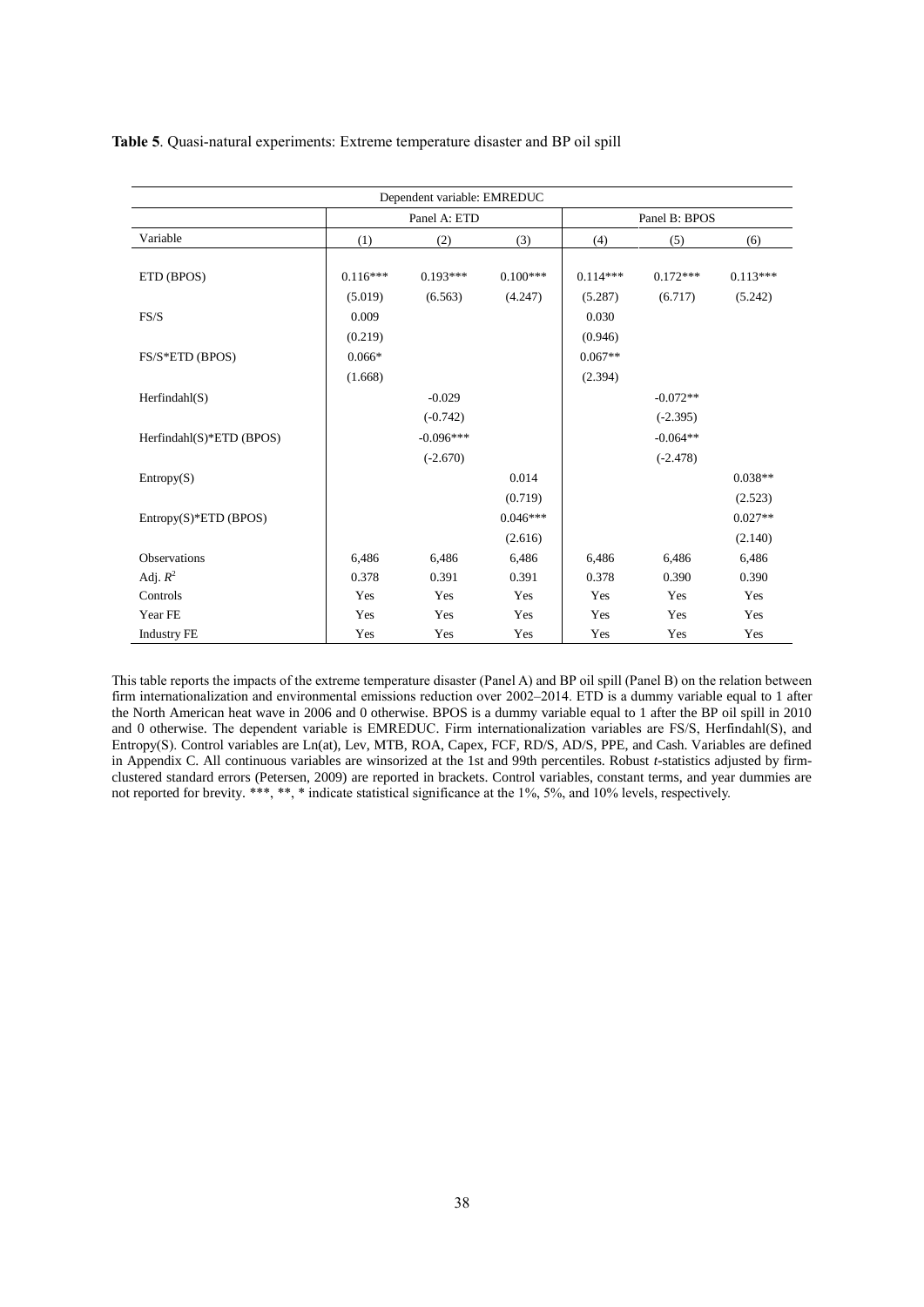**Table 5**. Quasi-natural experiments: Extreme temperature disaster and BP oil spill

| Dependent variable: EMREDUC | | | | | | |
|---|---|---|---|---|---|---|
| | Panel A: ETD | | | Panel B: BPOS | | |
| Variable | (1) | (2) | (3) | (4) | (5) | (6) |
| ETD (BPOS) | 0.116*** | 0.193*** | 0.100*** | 0.114*** | 0.172*** | 0.113*** |
| | (5.019) | (6.563) | (4.247) | (5.287) | (6.717) | (5.242) |
| FS/S | 0.009 | | | 0.030 | | |
| | (0.219) | | | (0.946) | | |
| FS/S*ETD (BPOS) | 0.066* | | | 0.067** | | |
| | (1.668) | | | (2.394) | | |
| Herfindahl(S) | | -0.029 | | | -0.072** | |
| | | (-0.742) | | | (-2.395) | |
| Herfindahl(S)*ETD (BPOS) | | -0.096*** | | | -0.064** | |
| | | (-2.670) | | | (-2.478) | |
| Entropy(S) | | | 0.014 | | | 0.038** |
| | | | (0.719) | | | (2.523) |
| Entropy(S)*ETD (BPOS) | | | 0.046*** | | | 0.027** |
| | | | (2.616) | | | (2.140) |
| Observations | 6,486 | 6,486 | 6,486 | 6,486 | 6,486 | 6,486 |
| Adj. $R^2$ | 0.378 | 0.391 | 0.391 | 0.378 | 0.390 | 0.390 |
| Controls | Yes | Yes | Yes | Yes | Yes | Yes |
| Year FE | Yes | Yes | Yes | Yes | Yes | Yes |
| Industry FE | Yes | Yes | Yes | Yes | Yes | Yes |

This table reports the impacts of the extreme temperature disaster (Panel A) and BP oil spill (Panel B) on the relation between firm internationalization and environmental emissions reduction over 2002–2014. ETD is a dummy variable equal to 1 after the North American heat wave in 2006 and 0 otherwise. BPOS is a dummy variable equal to 1 after the BP oil spill in 2010 and 0 otherwise. The dependent variable is EMREDUC. Firm internationalization variables are FS/S, Herfindahl(S), and Entropy(S). Control variables are Ln(at), Lev, MTB, ROA, Capex, FCF, RD/S, AD/S, PPE, and Cash. Variables are defined in Appendix C. All continuous variables are winsorized at the 1st and 99th percentiles. Robust *t*-statistics adjusted by firm-clustered standard errors (Petersen, 2009) are reported in brackets. Control variables, constant terms, and year dummies are not reported for brevity. ***, **, * indicate statistical significance at the 1%, 5%, and 10% levels, respectively.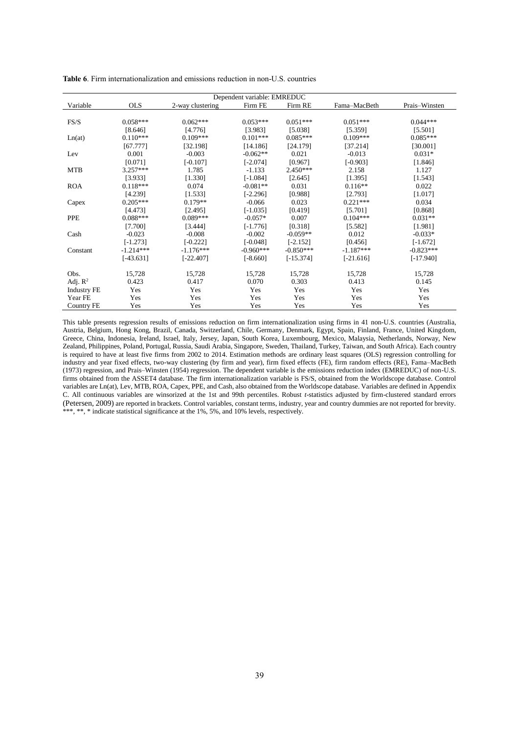**Table 6**. Firm internationalization and emissions reduction in non-U.S. countries

| | Dependent variable: EMREDUC | | | | | |
|---|---|---|---|---|---|---|
| Variable | OLS | 2-way clustering | Firm FE | Firm RE | Fama–MacBeth | Prais–Winsten |
| FS/S | 0.058*** | 0.062*** | 0.053*** | 0.051*** | 0.051*** | 0.044*** |
| | [8.646] | [4.776] | [3.983] | [5.038] | [5.359] | [5.501] |
| Ln(at) | 0.110*** | 0.109*** | 0.101*** | 0.085*** | 0.109*** | 0.085*** |
| | [67.777] | [32.198] | [14.186] | [24.179] | [37.214] | [30.001] |
| Lev | 0.001 | -0.003 | -0.062** | 0.021 | -0.013 | 0.031* |
| | [0.071] | [-0.107] | [-2.074] | [0.967] | [-0.903] | [1.846] |
| MTB | 3.257*** | 1.785 | -1.133 | 2.450*** | 2.158 | 1.127 |
| | [3.933] | [1.330] | [-1.084] | [2.645] | [1.395] | [1.543] |
| ROA | 0.118*** | 0.074 | -0.081** | 0.031 | 0.116** | 0.022 |
| | [4.239] | [1.533] | [-2.296] | [0.988] | [2.793] | [1.017] |
| Capex | 0.205*** | 0.179** | -0.066 | 0.023 | 0.221*** | 0.034 |
| | [4.473] | [2.495] | [-1.035] | [0.419] | [5.701] | [0.868] |
| PPE | 0.088*** | 0.089*** | -0.057* | 0.007 | 0.104*** | 0.031** |
| | [7.700] | [3.444] | [-1.776] | [0.318] | [5.582] | [1.981] |
| Cash | -0.023 | -0.008 | -0.002 | -0.059** | 0.012 | -0.033* |
| | [-1.273] | [-0.222] | [-0.048] | [-2.152] | [0.456] | [-1.672] |
| Constant | -1.214*** | -1.176*** | -0.960*** | -0.850*** | -1.187*** | -0.823*** |
| | [-43.631] | [-22.407] | [-8.660] | [-15.374] | [-21.616] | [-17.940] |
| Obs. | 15,728 | 15,728 | 15,728 | 15,728 | 15,728 | 15,728 |
| Adj. $R^2$ | 0.423 | 0.417 | 0.070 | 0.303 | 0.413 | 0.145 |
| Industry FE | Yes | Yes | Yes | Yes | Yes | Yes |
| Year FE | Yes | Yes | Yes | Yes | Yes | Yes |
| Country FE | Yes | Yes | Yes | Yes | Yes | Yes |

This table presents regression results of emissions reduction on firm internationalization using firms in 41 non-U.S. countries (Australia, Austria, Belgium, Hong Kong, Brazil, Canada, Switzerland, Chile, Germany, Denmark, Egypt, Spain, Finland, France, United Kingdom, Greece, China, Indonesia, Ireland, Israel, Italy, Jersey, Japan, South Korea, Luxembourg, Mexico, Malaysia, Netherlands, Norway, New Zealand, Philippines, Poland, Portugal, Russia, Saudi Arabia, Singapore, Sweden, Thailand, Turkey, Taiwan, and South Africa). Each country is required to have at least five firms from 2002 to 2014. Estimation methods are ordinary least squares (OLS) regression controlling for industry and year fixed effects, two-way clustering (by firm and year), firm fixed effects (FE), firm random effects (RE), Fama–MacBeth (1973) regression, and Prais–Winsten (1954) regression. The dependent variable is the emissions reduction index (EMREDUC) of non-U.S. firms obtained from the ASSET4 database. The firm internationalization variable is FS/S, obtained from the Worldscope database. Control variables are Ln(at), Lev, MTB, ROA, Capex, PPE, and Cash, also obtained from the Worldscope database. Variables are defined in Appendix C. All continuous variables are winsorized at the 1st and 99th percentiles. Robust *t*-statistics adjusted by firm-clustered standard errors (Petersen, 2009) are reported in brackets. Control variables, constant terms, industry, year and country dummies are not reported for brevity. ***, **, * indicate statistical significance at the 1%, 5%, and 10% levels, respectively.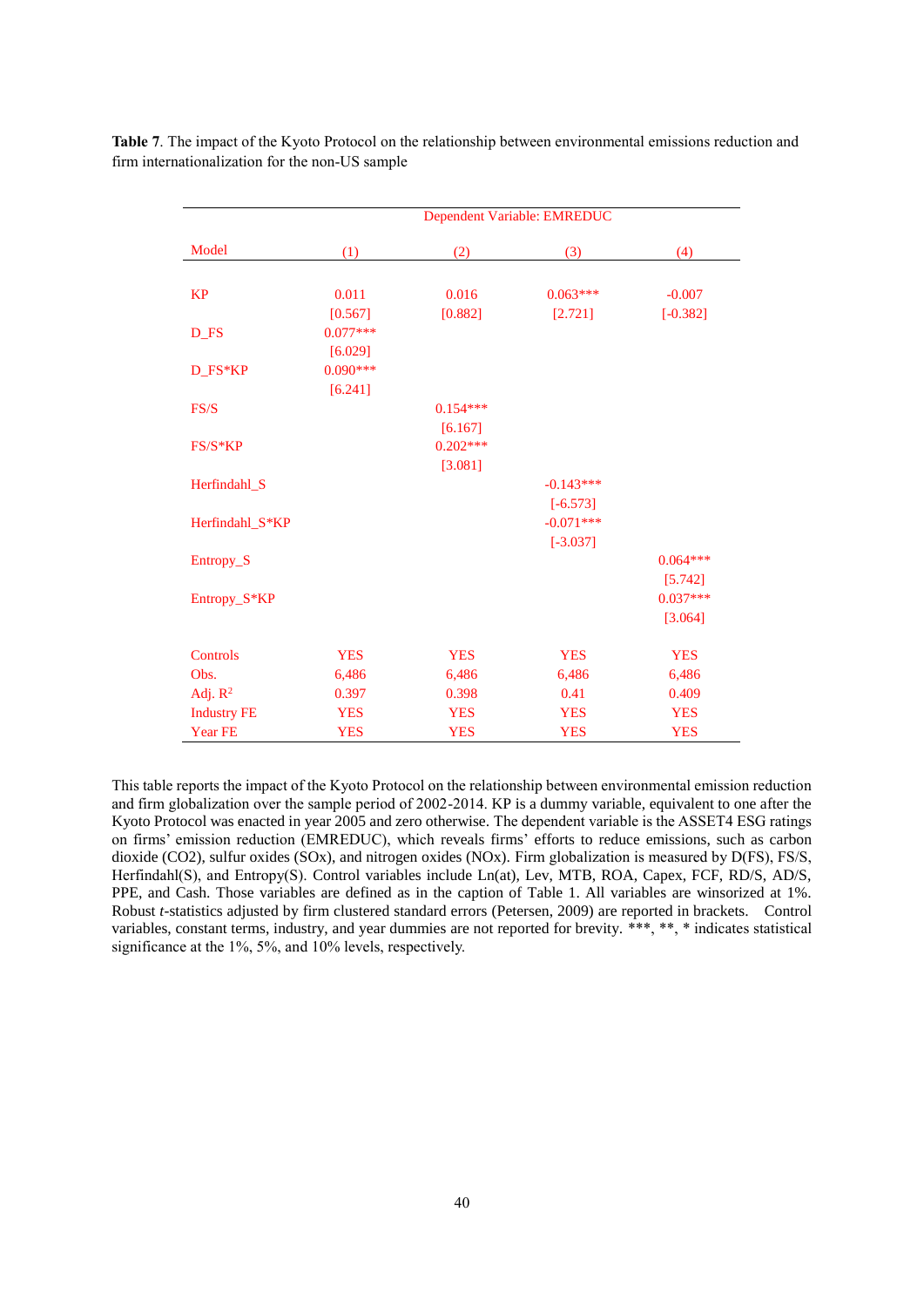**Table 7**. The impact of the Kyoto Protocol on the relationship between environmental emissions reduction and firm internationalization for the non-US sample

| | Dependent Variable: EMREDUC | | | |
|---|---|---|---|---|
| Model | (1) | (2) | (3) | (4) |
| KP | 0.011 | 0.016 | 0.063*** | -0.007 |
| | [0.567] | [0.882] | [2.721] | [-0.382] |
| D_FS | 0.077*** | | | |
| | [6.029] | | | |
| D_FS*KP | 0.090*** | | | |
| | [6.241] | | | |
| FS/S | | 0.154*** | | |
| | | [6.167] | | |
| FS/S*KP | | 0.202*** | | |
| | | [3.081] | | |
| Herfindahl_S | | | -0.143*** | |
| | | | [-6.573] | |
| Herfindahl_S*KP | | | -0.071*** | |
| | | | [-3.037] | |
| Entropy_S | | | | 0.064*** |
| | | | | [5.742] |
| Entropy_S*KP | | | | 0.037*** |
| | | | | [3.064] |
| Controls | YES | YES | YES | YES |
| Obs. | 6,486 | 6,486 | 6,486 | 6,486 |
| Adj. $R^2$ | 0.397 | 0.398 | 0.41 | 0.409 |
| Industry FE | YES | YES | YES | YES |
| Year FE | YES | YES | YES | YES |

This table reports the impact of the Kyoto Protocol on the relationship between environmental emission reduction and firm globalization over the sample period of 2002-2014. KP is a dummy variable, equivalent to one after the Kyoto Protocol was enacted in year 2005 and zero otherwise. The dependent variable is the ASSET4 ESG ratings on firms' emission reduction (EMREDUC), which reveals firms' efforts to reduce emissions, such as carbon dioxide ($CO_2$), sulfur oxides (SOx), and nitrogen oxides (NOx). Firm globalization is measured by D(FS), FS/S, Herfindahl(S), and Entropy(S). Control variables include Ln(at), Lev, MTB, ROA, Capex, FCF, RD/S, AD/S, PPE, and Cash. Those variables are defined as in the caption of Table 1. All variables are winsorized at 1%. Robust *t*-statistics adjusted by firm clustered standard errors (Petersen, 2009) are reported in brackets. Control variables, constant terms, industry, and year dummies are not reported for brevity. ***, **, * indicates statistical significance at the 1%, 5%, and 10% levels, respectively.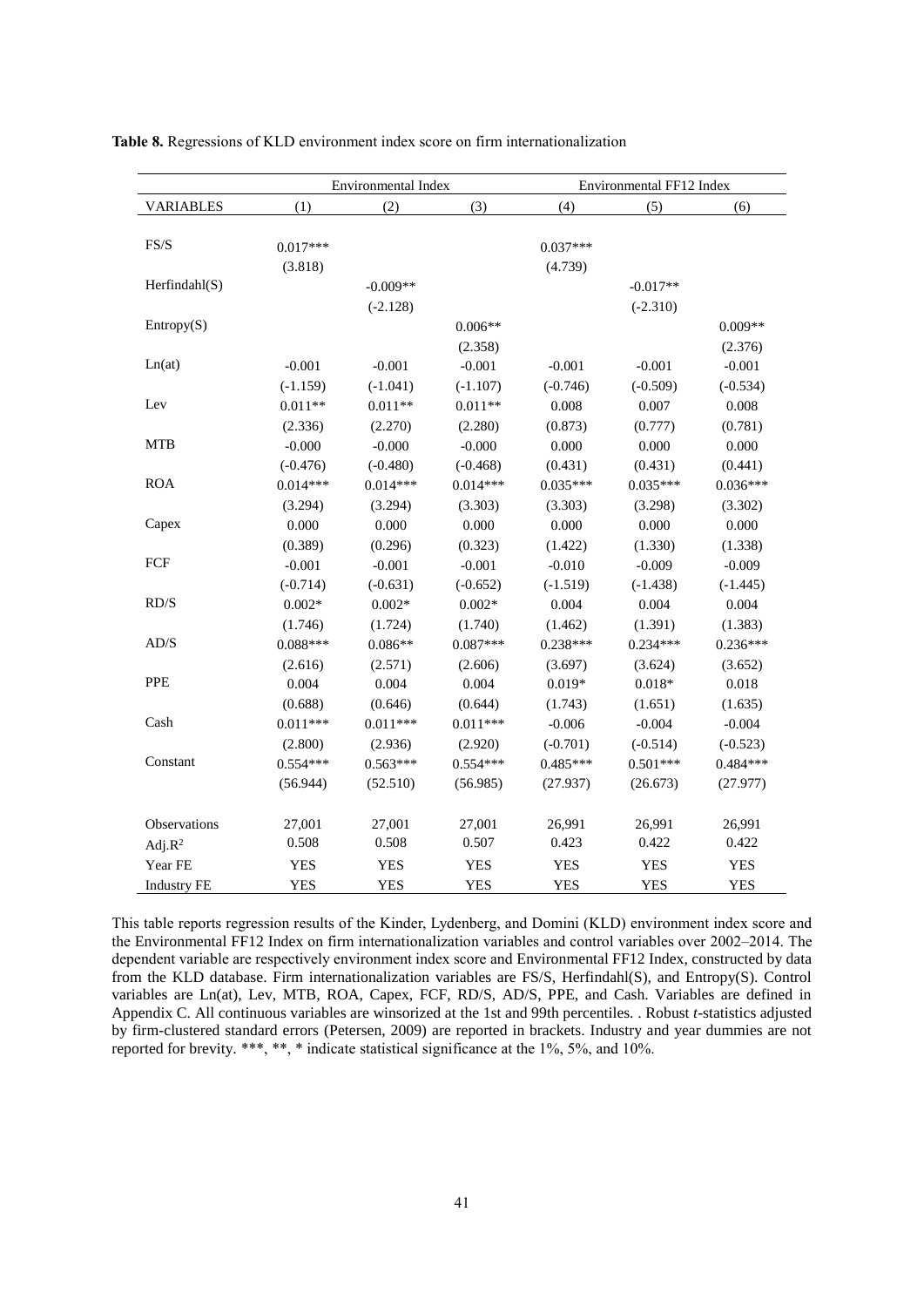**Table 8.** Regressions of KLD environment index score on firm internationalization

| | Environmental Index | | | Environmental FF12 Index | | |
|---|---|---|---|---|---|---|
| VARIABLES | (1) | (2) | (3) | (4) | (5) | (6) |
| FS/S | 0.017*** | | | 0.037*** | | |
| | (3.818) | | | (4.739) | | |
| Herfindahl(S) | | -0.009** | | | -0.017** | |
| | | (-2.128) | | | (-2.310) | |
| Entropy(S) | | | 0.006** | | | 0.009** |
| | | | (2.358) | | | (2.376) |
| Ln(at) | -0.001 | -0.001 | -0.001 | -0.001 | -0.001 | -0.001 |
| | (-1.159) | (-1.041) | (-1.107) | (-0.746) | (-0.509) | (-0.534) |
| Lev | 0.011** | 0.011** | 0.011** | 0.008 | 0.007 | 0.008 |
| | (2.336) | (2.270) | (2.280) | (0.873) | (0.777) | (0.781) |
| MTB | -0.000 | -0.000 | -0.000 | 0.000 | 0.000 | 0.000 |
| | (-0.476) | (-0.480) | (-0.468) | (0.431) | (0.431) | (0.441) |
| ROA | 0.014*** | 0.014*** | 0.014*** | 0.035*** | 0.035*** | 0.036*** |
| | (3.294) | (3.294) | (3.303) | (3.303) | (3.298) | (3.302) |
| Capex | 0.000 | 0.000 | 0.000 | 0.000 | 0.000 | 0.000 |
| | (0.389) | (0.296) | (0.323) | (1.422) | (1.330) | (1.338) |
| FCF | -0.001 | -0.001 | -0.001 | -0.010 | -0.009 | -0.009 |
| | (-0.714) | (-0.631) | (-0.652) | (-1.519) | (-1.438) | (-1.445) |
| RD/S | 0.002* | 0.002* | 0.002* | 0.004 | 0.004 | 0.004 |
| | (1.746) | (1.724) | (1.740) | (1.462) | (1.391) | (1.383) |
| AD/S | 0.088*** | 0.086** | 0.087*** | 0.238*** | 0.234*** | 0.236*** |
| | (2.616) | (2.571) | (2.606) | (3.697) | (3.624) | (3.652) |
| PPE | 0.004 | 0.004 | 0.004 | 0.019* | 0.018* | 0.018 |
| | (0.688) | (0.646) | (0.644) | (1.743) | (1.651) | (1.635) |
| Cash | 0.011*** | 0.011*** | 0.011*** | -0.006 | -0.004 | -0.004 |
| | (2.800) | (2.936) | (2.920) | (-0.701) | (-0.514) | (-0.523) |
| Constant | 0.554*** | 0.563*** | 0.554*** | 0.485*** | 0.501*** | 0.484*** |
| | (56.944) | (52.510) | (56.985) | (27.937) | (26.673) | (27.977) |
| Observations | 27,001 | 27,001 | 27,001 | 26,991 | 26,991 | 26,991 |
| Adj.$R^2$ | 0.508 | 0.508 | 0.507 | 0.423 | 0.422 | 0.422 |
| Year FE | YES | YES | YES | YES | YES | YES |
| Industry FE | YES | YES | YES | YES | YES | YES |

This table reports regression results of the Kinder, Lydenberg, and Domini (KLD) environment index score and the Environmental FF12 Index on firm internationalization variables and control variables over 2002–2014. The dependent variable are respectively environment index score and Environmental FF12 Index, constructed by data from the KLD database. Firm internationalization variables are FS/S, Herfindahl(S), and Entropy(S). Control variables are Ln(at), Lev, MTB, ROA, Capex, FCF, RD/S, AD/S, PPE, and Cash. Variables are defined in Appendix C. All continuous variables are winsorized at the 1st and 99th percentiles. . Robust *t*-statistics adjusted by firm-clustered standard errors (Petersen, 2009) are reported in brackets. Industry and year dummies are not reported for brevity. ***, **, * indicate statistical significance at the 1%, 5%, and 10%.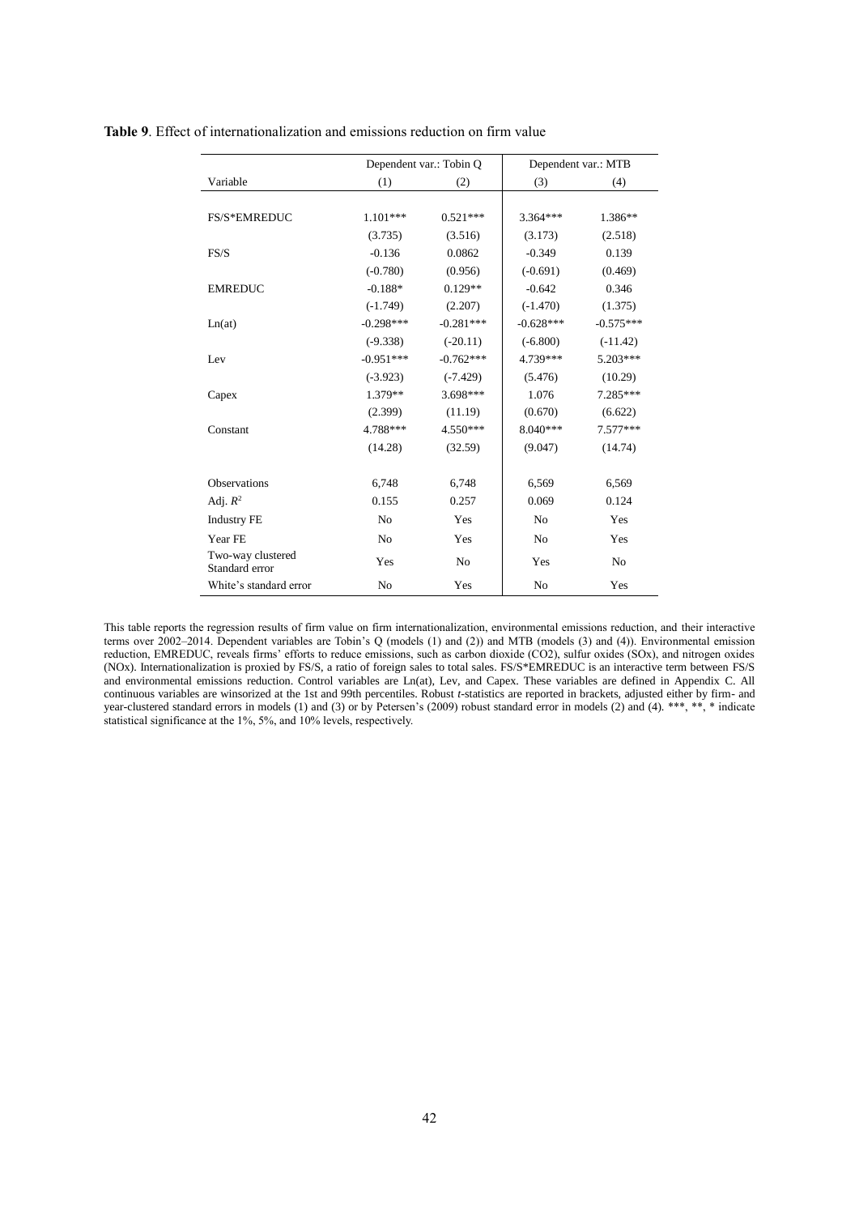**Table 9**. Effect of internationalization and emissions reduction on firm value

| | Dependent var.: Tobin Q | | Dependent var.: MTB | |
|---|---|---|---|---|
| Variable | (1) | (2) | (3) | (4) |
| FS/S*EMREDUC | 1.101*** | 0.521*** | 3.364*** | 1.386** |
| | (3.735) | (3.516) | (3.173) | (2.518) |
| FS/S | -0.136 | 0.0862 | -0.349 | 0.139 |
| | (-0.780) | (0.956) | (-0.691) | (0.469) |
| EMREDUC | -0.188* | 0.129** | -0.642 | 0.346 |
| | (-1.749) | (2.207) | (-1.470) | (1.375) |
| Ln(at) | -0.298*** | -0.281*** | -0.628*** | -0.575*** |
| | (-9.338) | (-20.11) | (-6.800) | (-11.42) |
| Lev | -0.951*** | -0.762*** | 4.739*** | 5.203*** |
| | (-3.923) | (-7.429) | (5.476) | (10.29) |
| Capex | 1.379** | 3.698*** | 1.076 | 7.285*** |
| | (2.399) | (11.19) | (0.670) | (6.622) |
| Constant | 4.788*** | 4.550*** | 8.040*** | 7.577*** |
| | (14.28) | (32.59) | (9.047) | (14.74) |
| Observations | 6,748 | 6,748 | 6,569 | 6,569 |
| Adj. $R^2$ | 0.155 | 0.257 | 0.069 | 0.124 |
| Industry FE | No | Yes | No | Yes |
| Year FE | No | Yes | No | Yes |
| Two-way clustered Standard error | Yes | No | Yes | No |
| White's standard error | No | Yes | No | Yes |

This table reports the regression results of firm value on firm internationalization, environmental emissions reduction, and their interactive terms over 2002–2014. Dependent variables are Tobin's Q (models (1) and (2)) and MTB (models (3) and (4)). Environmental emission reduction, EMREDUC, reveals firms' efforts to reduce emissions, such as carbon dioxide ($CO_2$), sulfur oxides ($SO_x$), and nitrogen oxides ($NO_x$). Internationalization is proxied by FS/S, a ratio of foreign sales to total sales. FS/S*EMREDUC is an interactive term between FS/S and environmental emissions reduction. Control variables are Ln(at), Lev, and Capex. These variables are defined in Appendix C. All continuous variables are winsorized at the 1st and 99th percentiles. Robust *t*-statistics are reported in brackets, adjusted either by firm- and year-clustered standard errors in models (1) and (3) or by Petersen's (2009) robust standard error in models (2) and (4). ***, **, * indicate statistical significance at the 1%, 5%, and 10% levels, respectively.